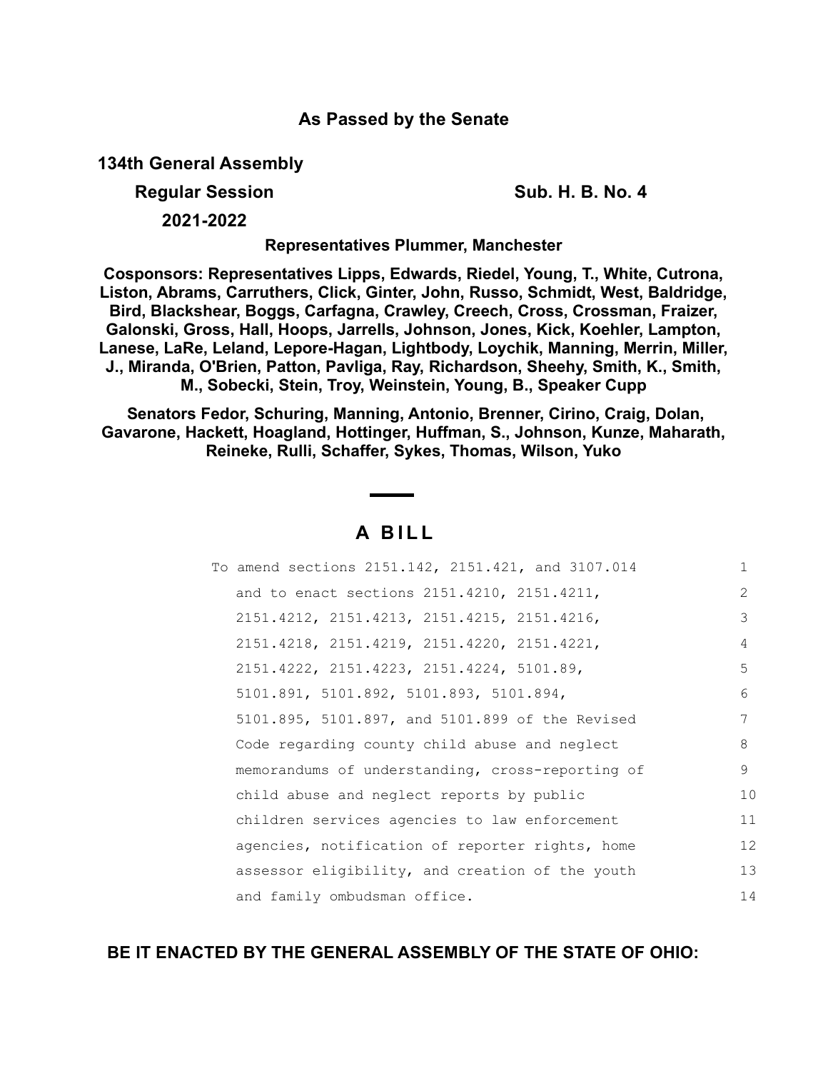**As Passed by the Senate**

**134th General Assembly**

**Regular Session** **Sub. H. B. No. 4**

**2021-2022**

**Representatives Plummer, Manchester**

**Cosponsors: Representatives Lipps, Edwards, Riedel, Young, T., White, Cutrona, Liston, Abrams, Carruthers, Click, Ginter, John, Russo, Schmidt, West, Baldridge, Bird, Blackshear, Boggs, Carfagna, Crawley, Creech, Cross, Crossman, Fraizer, Galonski, Gross, Hall, Hoops, Jarrells, Johnson, Jones, Kick, Koehler, Lampton, Lanese, LaRe, Leland, Lepore-Hagan, Lightbody, Loychik, Manning, Merrin, Miller, J., Miranda, O'Brien, Patton, Pavliga, Ray, Richardson, Sheehy, Smith, K., Smith, M., Sobecki, Stein, Troy, Weinstein, Young, B., Speaker Cupp**

**Senators Fedor, Schuring, Manning, Antonio, Brenner, Cirino, Craig, Dolan, Gavarone, Hackett, Hoagland, Hottinger, Huffman, S., Johnson, Kunze, Maharath, Reineke, Rulli, Schaffer, Sykes, Thomas, Wilson, Yuko**

# A BILL

To amend sections 2151.142, 2151.421, and 3107.014 and to enact sections 2151.4210, 2151.4211, 2151.4212, 2151.4213, 2151.4215, 2151.4216, 2151.4218, 2151.4219, 2151.4220, 2151.4221, 2151.4222, 2151.4223, 2151.4224, 5101.89, 5101.891, 5101.892, 5101.893, 5101.894, 5101.895, 5101.897, and 5101.899 of the Revised Code regarding county child abuse and neglect memorandums of understanding, cross-reporting of child abuse and neglect reports by public children services agencies to law enforcement agencies, notification of reporter rights, home assessor eligibility, and creation of the youth and family ombudsman office.

**BE IT ENACTED BY THE GENERAL ASSEMBLY OF THE STATE OF OHIO:**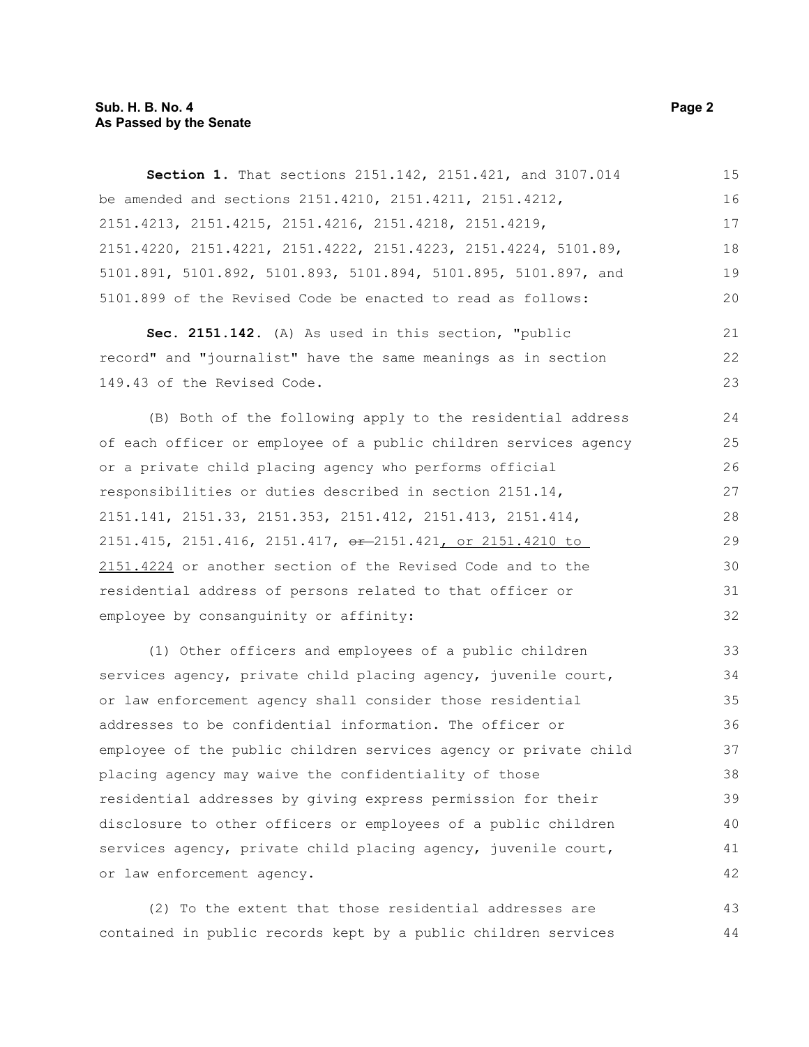**Section 1.** That sections 2151.142, 2151.421, and 3107.014 be amended and sections 2151.4210, 2151.4211, 2151.4212, 2151.4213, 2151.4215, 2151.4216, 2151.4218, 2151.4219, 2151.4220, 2151.4221, 2151.4222, 2151.4223, 2151.4224, 5101.89, 5101.891, 5101.892, 5101.893, 5101.894, 5101.895, 5101.897, and 5101.899 of the Revised Code be enacted to read as follows:

**Sec. 2151.142.** (A) As used in this section, "public record" and "journalist" have the same meanings as in section 149.43 of the Revised Code.

(B) Both of the following apply to the residential address of each officer or employee of a public children services agency or a private child placing agency who performs official responsibilities or duties described in section 2151.14, 2151.141, 2151.33, 2151.353, 2151.412, 2151.413, 2151.414, 2151.415, 2151.416, 2151.417, ~~or~~ 2151.421<u>, or 2151.4210 to 2151.4224</u> or another section of the Revised Code and to the residential address of persons related to that officer or employee by consanguinity or affinity:

(1) Other officers and employees of a public children services agency, private child placing agency, juvenile court, or law enforcement agency shall consider those residential addresses to be confidential information. The officer or employee of the public children services agency or private child placing agency may waive the confidentiality of those residential addresses by giving express permission for their disclosure to other officers or employees of a public children services agency, private child placing agency, juvenile court, or law enforcement agency.

(2) To the extent that those residential addresses are contained in public records kept by a public children services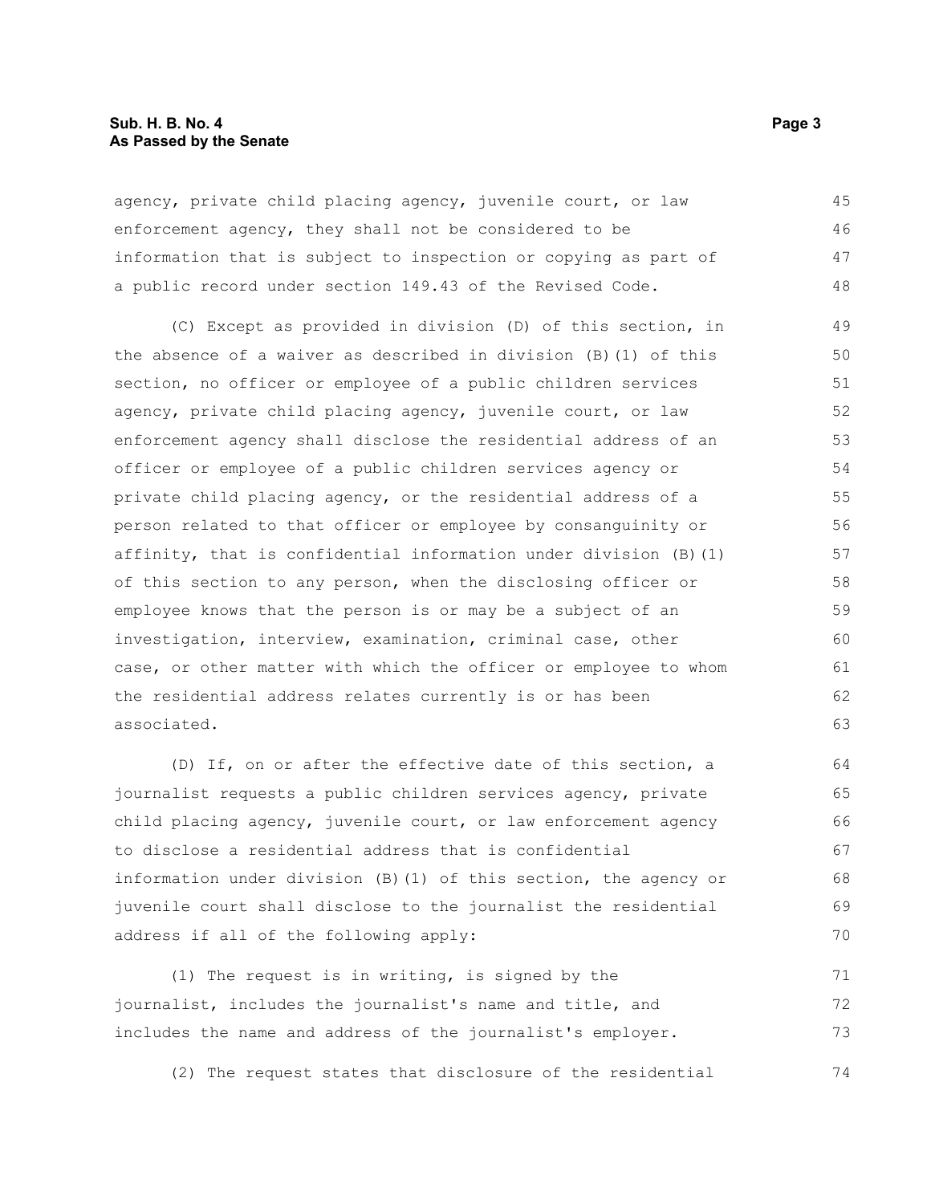agency, private child placing agency, juvenile court, or law enforcement agency, they shall not be considered to be information that is subject to inspection or copying as part of a public record under section 149.43 of the Revised Code.

(C) Except as provided in division (D) of this section, in the absence of a waiver as described in division (B)(1) of this section, no officer or employee of a public children services agency, private child placing agency, juvenile court, or law enforcement agency shall disclose the residential address of an officer or employee of a public children services agency or private child placing agency, or the residential address of a person related to that officer or employee by consanguinity or affinity, that is confidential information under division (B)(1) of this section to any person, when the disclosing officer or employee knows that the person is or may be a subject of an investigation, interview, examination, criminal case, other case, or other matter with which the officer or employee to whom the residential address relates currently is or has been associated.

(D) If, on or after the effective date of this section, a journalist requests a public children services agency, private child placing agency, juvenile court, or law enforcement agency to disclose a residential address that is confidential information under division (B)(1) of this section, the agency or juvenile court shall disclose to the journalist the residential address if all of the following apply:

(1) The request is in writing, is signed by the journalist, includes the journalist's name and title, and includes the name and address of the journalist's employer.

(2) The request states that disclosure of the residential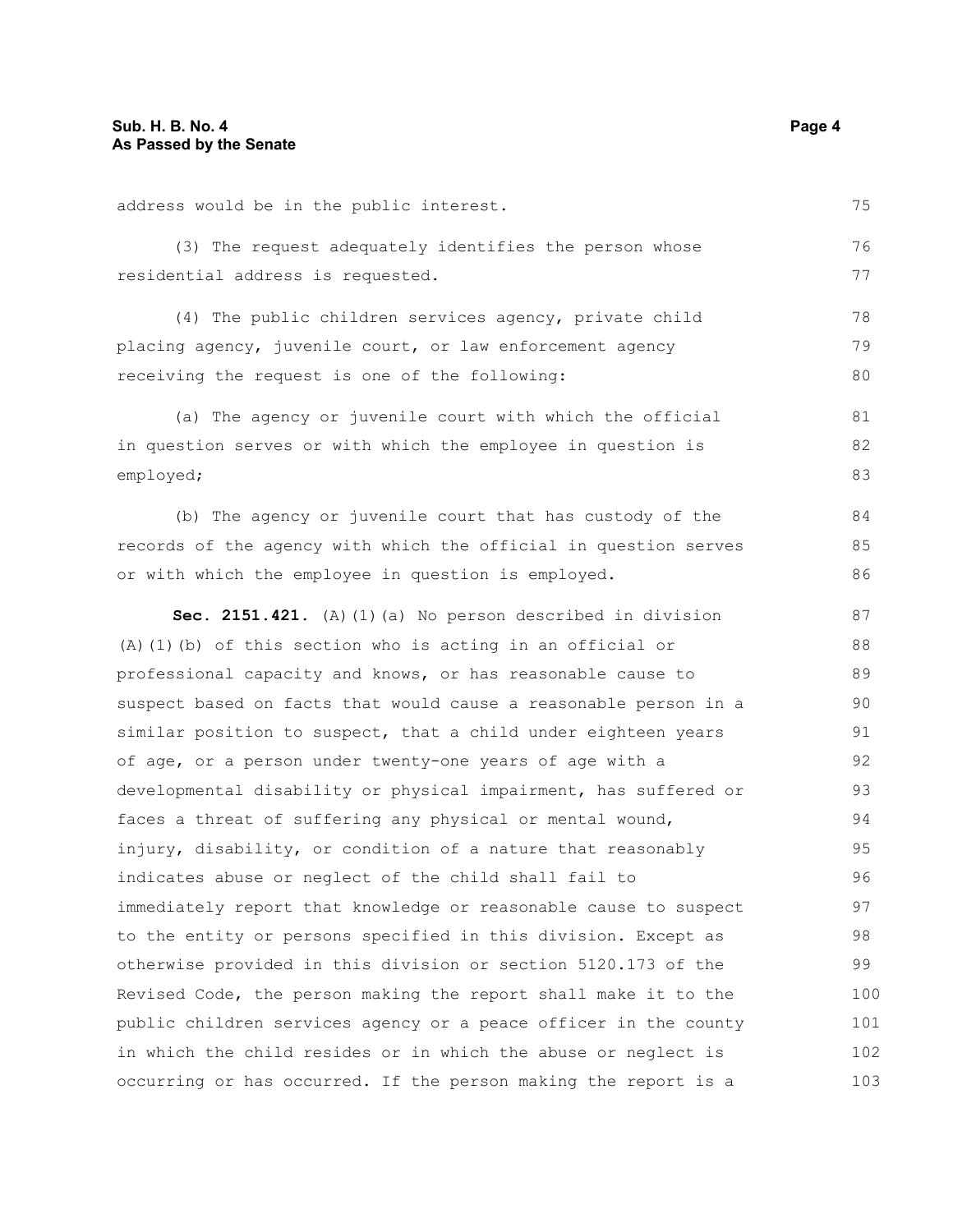address would be in the public interest.

(3) The request adequately identifies the person whose residential address is requested.

(4) The public children services agency, private child placing agency, juvenile court, or law enforcement agency receiving the request is one of the following:

(a) The agency or juvenile court with which the official in question serves or with which the employee in question is employed;

(b) The agency or juvenile court that has custody of the records of the agency with which the official in question serves or with which the employee in question is employed.

**Sec. 2151.421.** (A)(1)(a) No person described in division (A)(1)(b) of this section who is acting in an official or professional capacity and knows, or has reasonable cause to suspect based on facts that would cause a reasonable person in a similar position to suspect, that a child under eighteen years of age, or a person under twenty-one years of age with a developmental disability or physical impairment, has suffered or faces a threat of suffering any physical or mental wound, injury, disability, or condition of a nature that reasonably indicates abuse or neglect of the child shall fail to immediately report that knowledge or reasonable cause to suspect to the entity or persons specified in this division. Except as otherwise provided in this division or section 5120.173 of the Revised Code, the person making the report shall make it to the public children services agency or a peace officer in the county in which the child resides or in which the abuse or neglect is occurring or has occurred. If the person making the report is a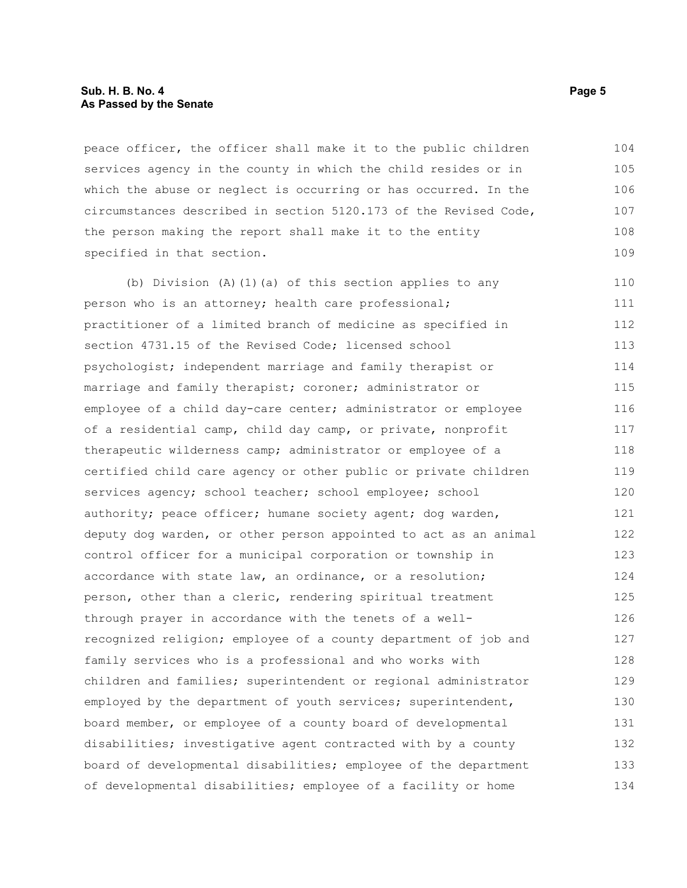peace officer, the officer shall make it to the public children services agency in the county in which the child resides or in which the abuse or neglect is occurring or has occurred. In the circumstances described in section 5120.173 of the Revised Code, the person making the report shall make it to the entity specified in that section.

(b) Division (A)(1)(a) of this section applies to any person who is an attorney; health care professional; practitioner of a limited branch of medicine as specified in section 4731.15 of the Revised Code; licensed school psychologist; independent marriage and family therapist or marriage and family therapist; coroner; administrator or employee of a child day-care center; administrator or employee of a residential camp, child day camp, or private, nonprofit therapeutic wilderness camp; administrator or employee of a certified child care agency or other public or private children services agency; school teacher; school employee; school authority; peace officer; humane society agent; dog warden, deputy dog warden, or other person appointed to act as an animal control officer for a municipal corporation or township in accordance with state law, an ordinance, or a resolution; person, other than a cleric, rendering spiritual treatment through prayer in accordance with the tenets of a well-recognized religion; employee of a county department of job and family services who is a professional and who works with children and families; superintendent or regional administrator employed by the department of youth services; superintendent, board member, or employee of a county board of developmental disabilities; investigative agent contracted with by a county board of developmental disabilities; employee of the department of developmental disabilities; employee of a facility or home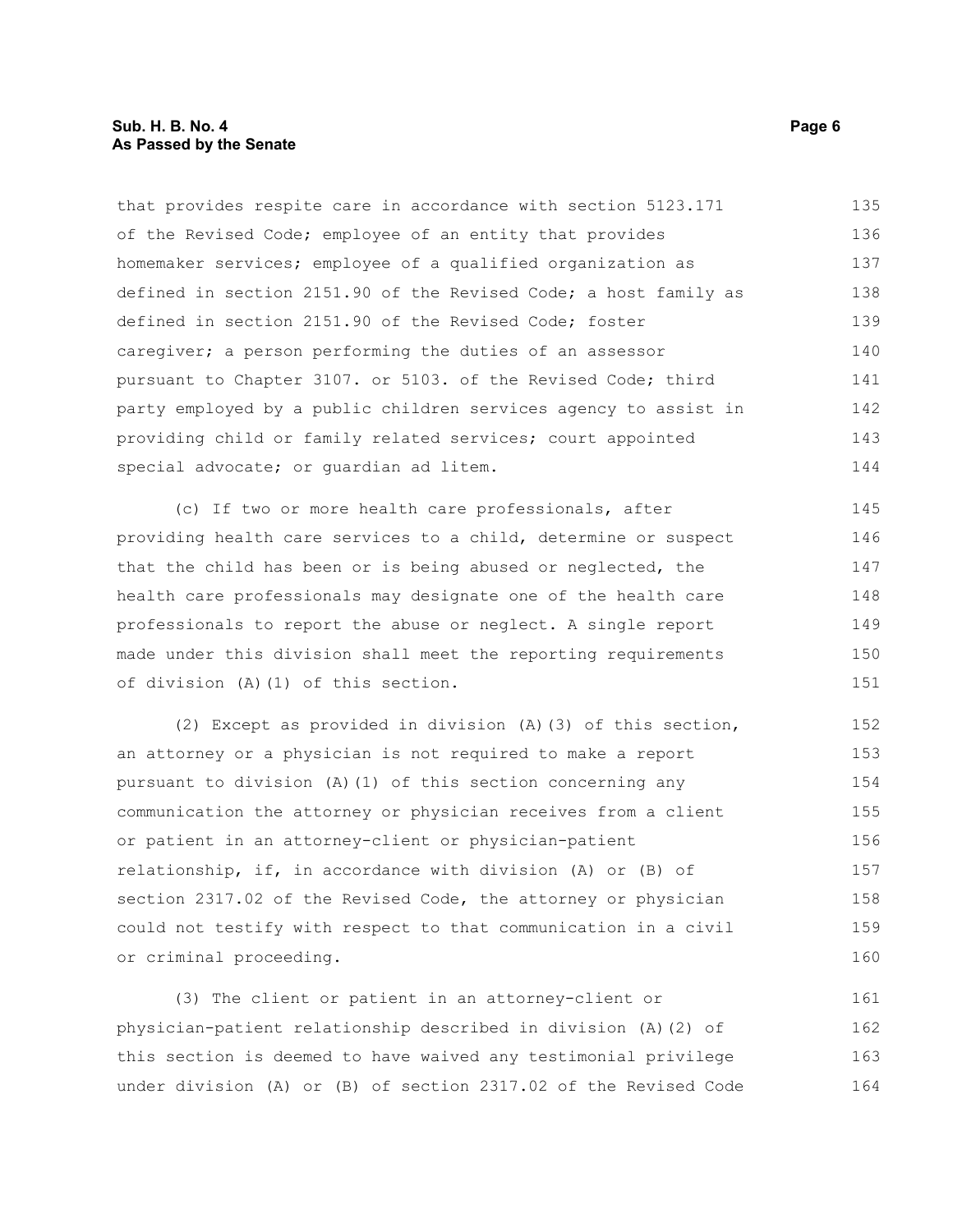that provides respite care in accordance with section 5123.171 of the Revised Code; employee of an entity that provides homemaker services; employee of a qualified organization as defined in section 2151.90 of the Revised Code; a host family as defined in section 2151.90 of the Revised Code; foster caregiver; a person performing the duties of an assessor pursuant to Chapter 3107. or 5103. of the Revised Code; third party employed by a public children services agency to assist in providing child or family related services; court appointed special advocate; or guardian ad litem.

(c) If two or more health care professionals, after providing health care services to a child, determine or suspect that the child has been or is being abused or neglected, the health care professionals may designate one of the health care professionals to report the abuse or neglect. A single report made under this division shall meet the reporting requirements of division (A)(1) of this section.

(2) Except as provided in division (A)(3) of this section, an attorney or a physician is not required to make a report pursuant to division (A)(1) of this section concerning any communication the attorney or physician receives from a client or patient in an attorney-client or physician-patient relationship, if, in accordance with division (A) or (B) of section 2317.02 of the Revised Code, the attorney or physician could not testify with respect to that communication in a civil or criminal proceeding.

(3) The client or patient in an attorney-client or physician-patient relationship described in division (A)(2) of this section is deemed to have waived any testimonial privilege under division (A) or (B) of section 2317.02 of the Revised Code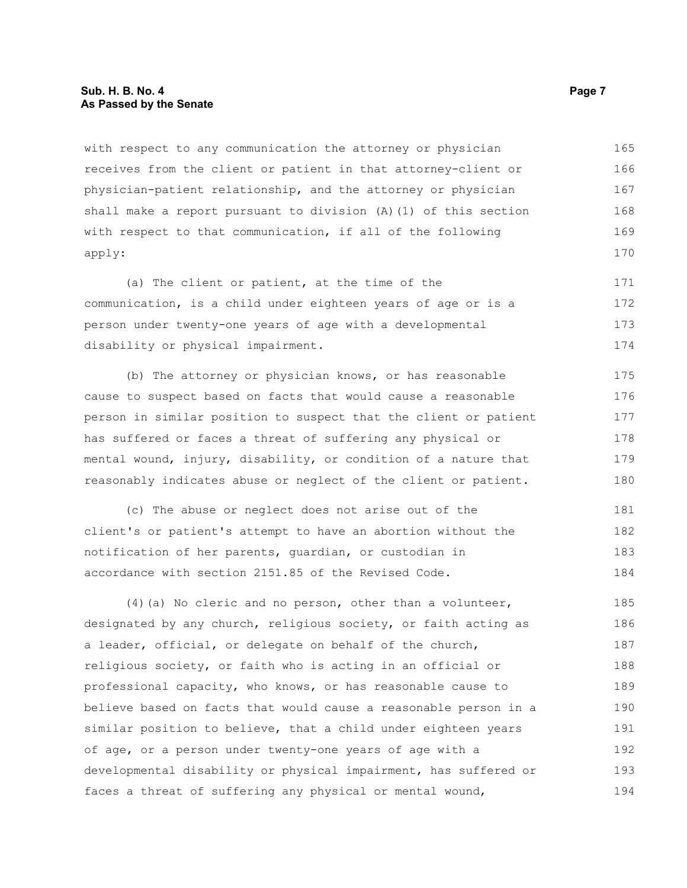with respect to any communication the attorney or physician receives from the client or patient in that attorney-client or physician-patient relationship, and the attorney or physician shall make a report pursuant to division (A)(1) of this section with respect to that communication, if all of the following apply:

(a) The client or patient, at the time of the communication, is a child under eighteen years of age or is a person under twenty-one years of age with a developmental disability or physical impairment.

(b) The attorney or physician knows, or has reasonable cause to suspect based on facts that would cause a reasonable person in similar position to suspect that the client or patient has suffered or faces a threat of suffering any physical or mental wound, injury, disability, or condition of a nature that reasonably indicates abuse or neglect of the client or patient.

(c) The abuse or neglect does not arise out of the client's or patient's attempt to have an abortion without the notification of her parents, guardian, or custodian in accordance with section 2151.85 of the Revised Code.

(4)(a) No cleric and no person, other than a volunteer, designated by any church, religious society, or faith acting as a leader, official, or delegate on behalf of the church, religious society, or faith who is acting in an official or professional capacity, who knows, or has reasonable cause to believe based on facts that would cause a reasonable person in a similar position to believe, that a child under eighteen years of age, or a person under twenty-one years of age with a developmental disability or physical impairment, has suffered or faces a threat of suffering any physical or mental wound,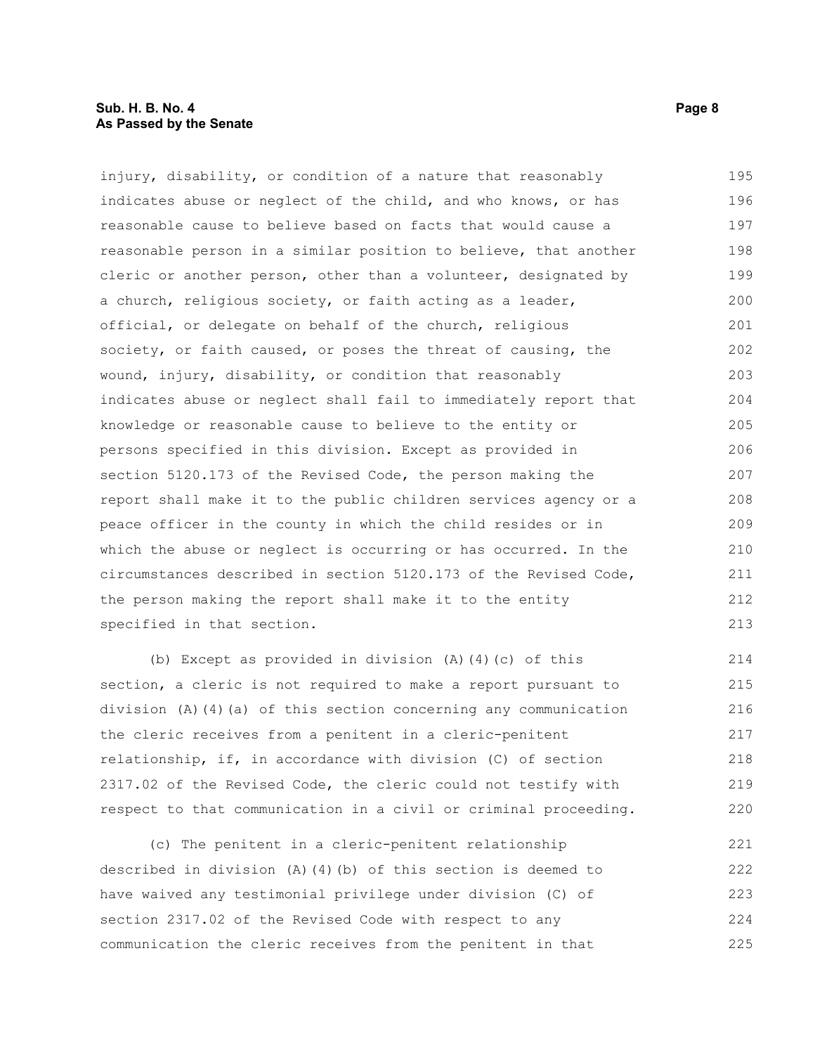injury, disability, or condition of a nature that reasonably indicates abuse or neglect of the child, and who knows, or has reasonable cause to believe based on facts that would cause a reasonable person in a similar position to believe, that another cleric or another person, other than a volunteer, designated by a church, religious society, or faith acting as a leader, official, or delegate on behalf of the church, religious society, or faith caused, or poses the threat of causing, the wound, injury, disability, or condition that reasonably indicates abuse or neglect shall fail to immediately report that knowledge or reasonable cause to believe to the entity or persons specified in this division. Except as provided in section 5120.173 of the Revised Code, the person making the report shall make it to the public children services agency or a peace officer in the county in which the child resides or in which the abuse or neglect is occurring or has occurred. In the circumstances described in section 5120.173 of the Revised Code, the person making the report shall make it to the entity specified in that section.

(b) Except as provided in division (A)(4)(c) of this section, a cleric is not required to make a report pursuant to division (A)(4)(a) of this section concerning any communication the cleric receives from a penitent in a cleric-penitent relationship, if, in accordance with division (C) of section 2317.02 of the Revised Code, the cleric could not testify with respect to that communication in a civil or criminal proceeding.

(c) The penitent in a cleric-penitent relationship described in division (A)(4)(b) of this section is deemed to have waived any testimonial privilege under division (C) of section 2317.02 of the Revised Code with respect to any communication the cleric receives from the penitent in that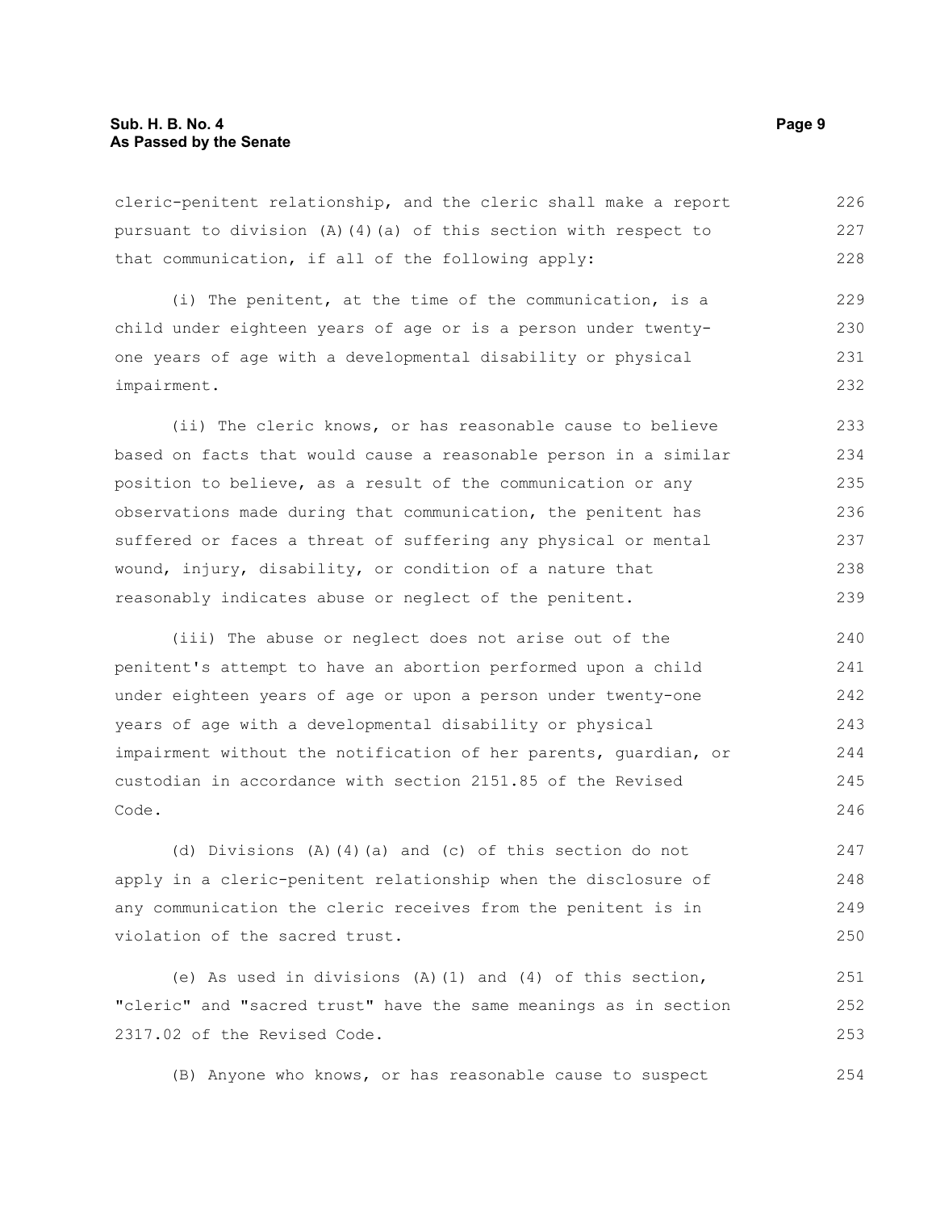cleric-penitent relationship, and the cleric shall make a report pursuant to division (A)(4)(a) of this section with respect to that communication, if all of the following apply:

(i) The penitent, at the time of the communication, is a child under eighteen years of age or is a person under twenty-one years of age with a developmental disability or physical impairment.

(ii) The cleric knows, or has reasonable cause to believe based on facts that would cause a reasonable person in a similar position to believe, as a result of the communication or any observations made during that communication, the penitent has suffered or faces a threat of suffering any physical or mental wound, injury, disability, or condition of a nature that reasonably indicates abuse or neglect of the penitent.

(iii) The abuse or neglect does not arise out of the penitent's attempt to have an abortion performed upon a child under eighteen years of age or upon a person under twenty-one years of age with a developmental disability or physical impairment without the notification of her parents, guardian, or custodian in accordance with section 2151.85 of the Revised Code.

(d) Divisions (A)(4)(a) and (c) of this section do not apply in a cleric-penitent relationship when the disclosure of any communication the cleric receives from the penitent is in violation of the sacred trust.

(e) As used in divisions (A)(1) and (4) of this section, "cleric" and "sacred trust" have the same meanings as in section 2317.02 of the Revised Code.

(B) Anyone who knows, or has reasonable cause to suspect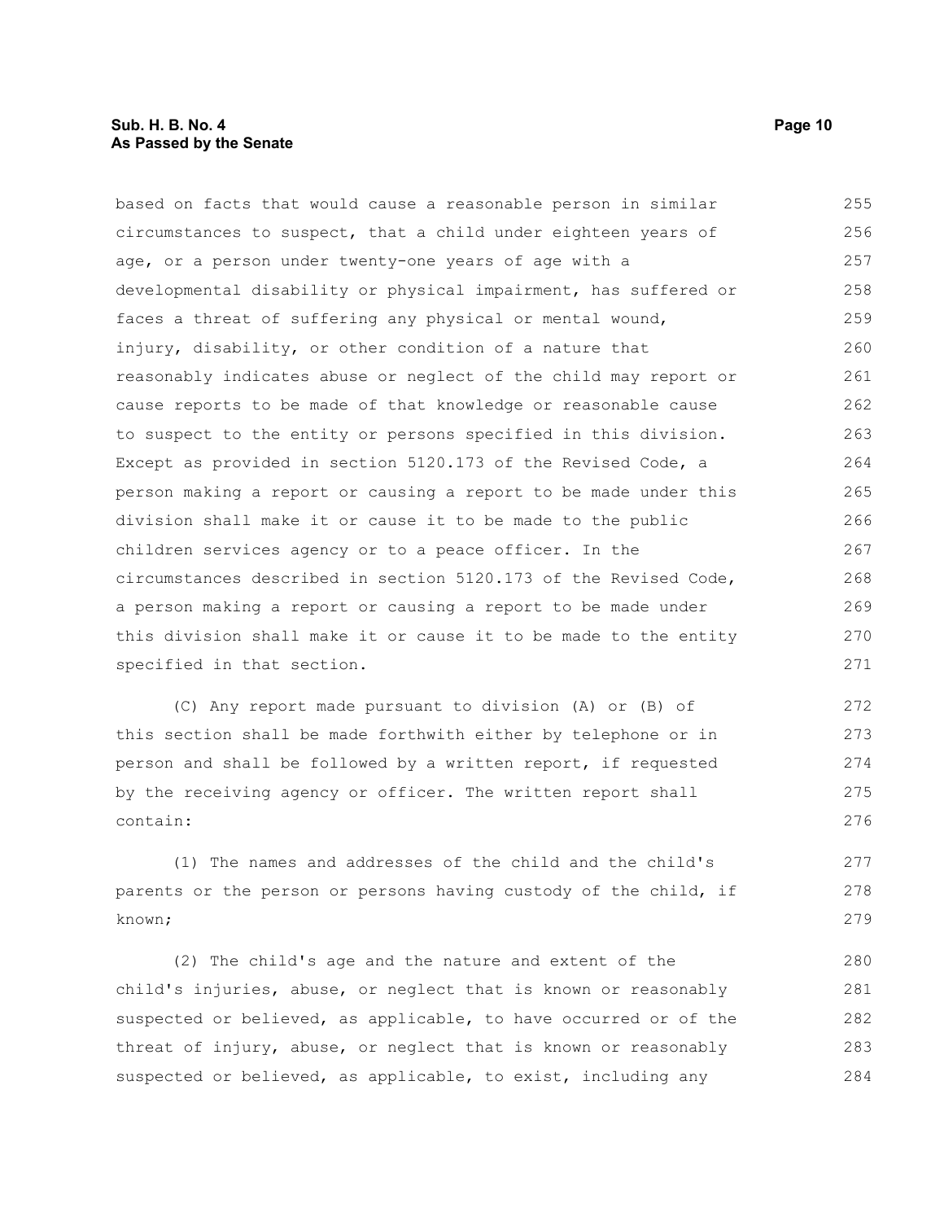based on facts that would cause a reasonable person in similar circumstances to suspect, that a child under eighteen years of age, or a person under twenty-one years of age with a developmental disability or physical impairment, has suffered or faces a threat of suffering any physical or mental wound, injury, disability, or other condition of a nature that reasonably indicates abuse or neglect of the child may report or cause reports to be made of that knowledge or reasonable cause to suspect to the entity or persons specified in this division. Except as provided in section 5120.173 of the Revised Code, a person making a report or causing a report to be made under this division shall make it or cause it to be made to the public children services agency or to a peace officer. In the circumstances described in section 5120.173 of the Revised Code, a person making a report or causing a report to be made under this division shall make it or cause it to be made to the entity specified in that section.

(C) Any report made pursuant to division (A) or (B) of this section shall be made forthwith either by telephone or in person and shall be followed by a written report, if requested by the receiving agency or officer. The written report shall contain:

(1) The names and addresses of the child and the child's parents or the person or persons having custody of the child, if known;

(2) The child's age and the nature and extent of the child's injuries, abuse, or neglect that is known or reasonably suspected or believed, as applicable, to have occurred or of the threat of injury, abuse, or neglect that is known or reasonably suspected or believed, as applicable, to exist, including any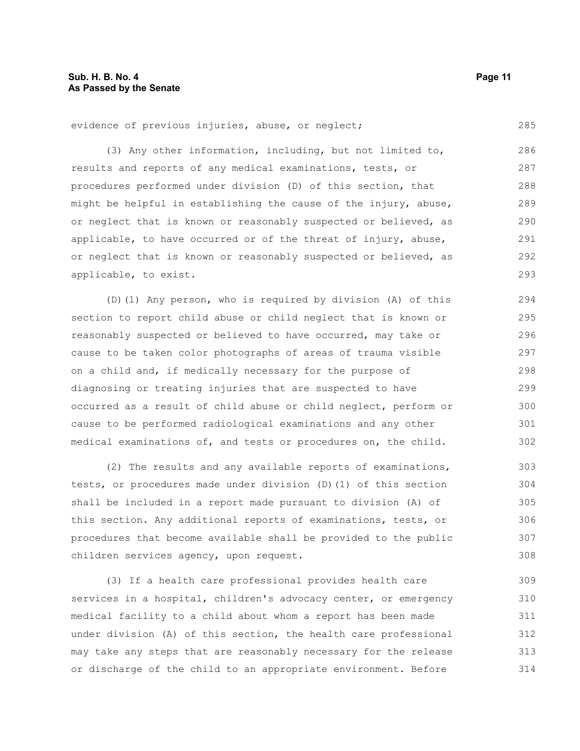evidence of previous injuries, abuse, or neglect;

(3) Any other information, including, but not limited to, results and reports of any medical examinations, tests, or procedures performed under division (D) of this section, that might be helpful in establishing the cause of the injury, abuse, or neglect that is known or reasonably suspected or believed, as applicable, to have occurred or of the threat of injury, abuse, or neglect that is known or reasonably suspected or believed, as applicable, to exist.

(D)(1) Any person, who is required by division (A) of this section to report child abuse or child neglect that is known or reasonably suspected or believed to have occurred, may take or cause to be taken color photographs of areas of trauma visible on a child and, if medically necessary for the purpose of diagnosing or treating injuries that are suspected to have occurred as a result of child abuse or child neglect, perform or cause to be performed radiological examinations and any other medical examinations of, and tests or procedures on, the child.

(2) The results and any available reports of examinations, tests, or procedures made under division (D)(1) of this section shall be included in a report made pursuant to division (A) of this section. Any additional reports of examinations, tests, or procedures that become available shall be provided to the public children services agency, upon request.

(3) If a health care professional provides health care services in a hospital, children's advocacy center, or emergency medical facility to a child about whom a report has been made under division (A) of this section, the health care professional may take any steps that are reasonably necessary for the release or discharge of the child to an appropriate environment. Before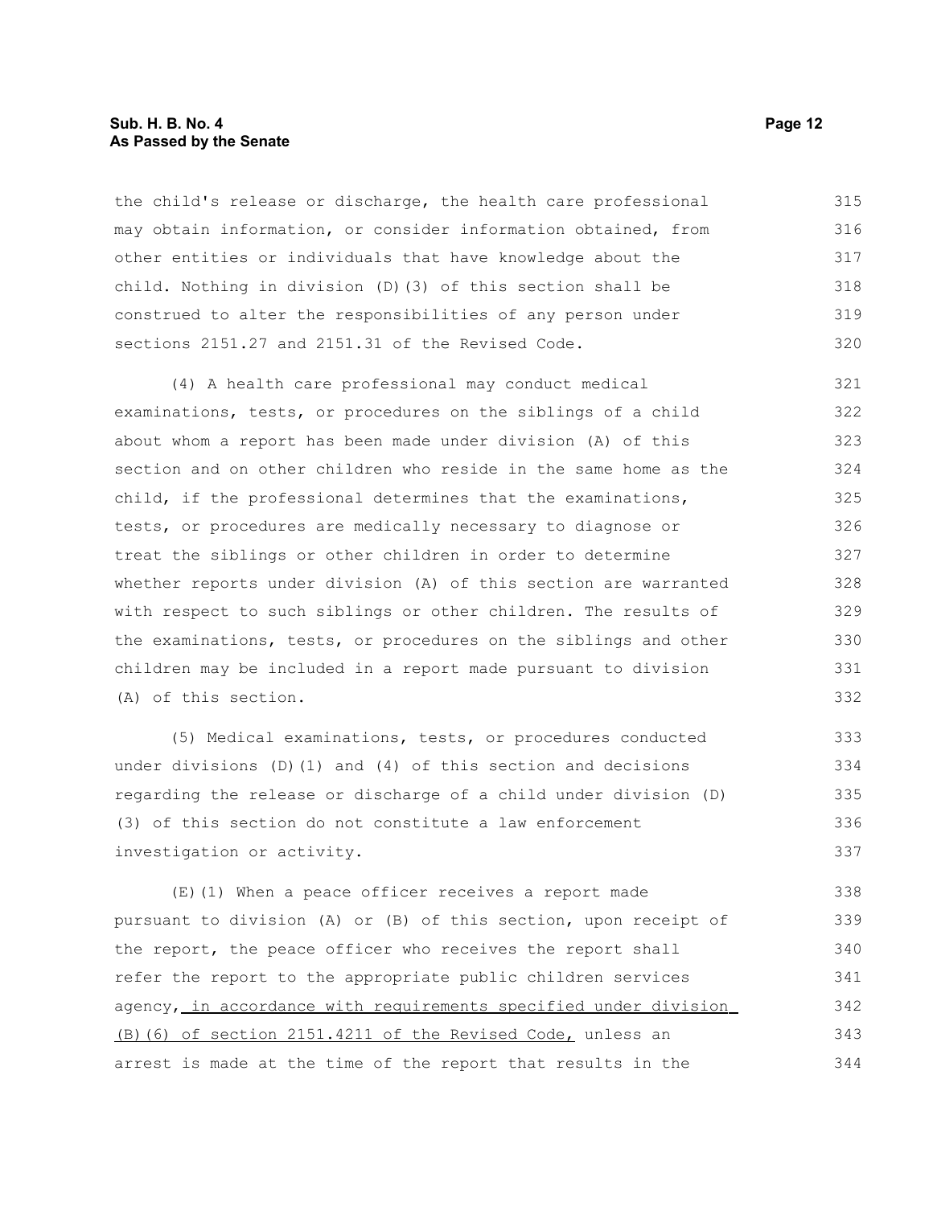the child's release or discharge, the health care professional may obtain information, or consider information obtained, from other entities or individuals that have knowledge about the child. Nothing in division (D)(3) of this section shall be construed to alter the responsibilities of any person under sections 2151.27 and 2151.31 of the Revised Code.

(4) A health care professional may conduct medical examinations, tests, or procedures on the siblings of a child about whom a report has been made under division (A) of this section and on other children who reside in the same home as the child, if the professional determines that the examinations, tests, or procedures are medically necessary to diagnose or treat the siblings or other children in order to determine whether reports under division (A) of this section are warranted with respect to such siblings or other children. The results of the examinations, tests, or procedures on the siblings and other children may be included in a report made pursuant to division (A) of this section.

(5) Medical examinations, tests, or procedures conducted under divisions (D)(1) and (4) of this section and decisions regarding the release or discharge of a child under division (D)(3) of this section do not constitute a law enforcement investigation or activity.

(E)(1) When a peace officer receives a report made pursuant to division (A) or (B) of this section, upon receipt of the report, the peace officer who receives the report shall refer the report to the appropriate public children services agency, in accordance with requirements specified under division (B)(6) of section 2151.4211 of the Revised Code, unless an arrest is made at the time of the report that results in the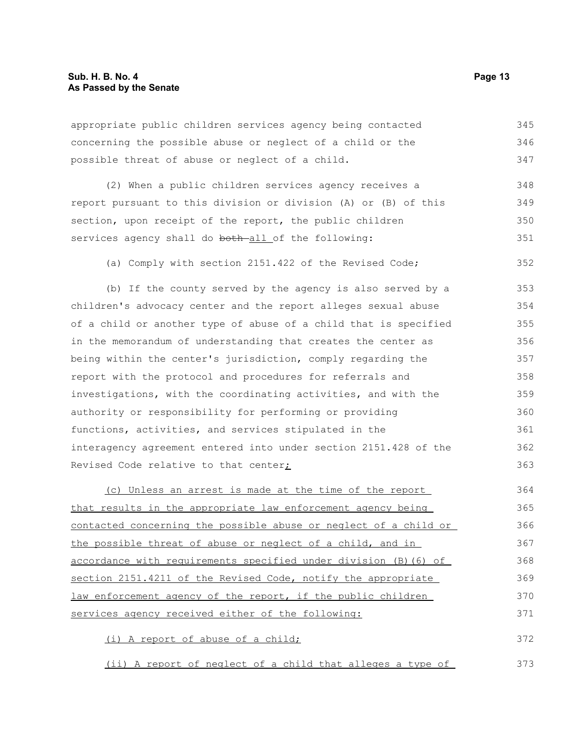appropriate public children services agency being contacted concerning the possible abuse or neglect of a child or the possible threat of abuse or neglect of a child.

(2) When a public children services agency receives a report pursuant to this division or division (A) or (B) of this section, upon receipt of the report, the public children services agency shall do ~~both~~ all of the following:

(a) Comply with section 2151.422 of the Revised Code;

(b) If the county served by the agency is also served by a children's advocacy center and the report alleges sexual abuse of a child or another type of abuse of a child that is specified in the memorandum of understanding that creates the center as being within the center's jurisdiction, comply regarding the report with the protocol and procedures for referrals and investigations, with the coordinating activities, and with the authority or responsibility for performing or providing functions, activities, and services stipulated in the interagency agreement entered into under section 2151.428 of the Revised Code relative to that center;

(c) Unless an arrest is made at the time of the report that results in the appropriate law enforcement agency being contacted concerning the possible abuse or neglect of a child or the possible threat of abuse or neglect of a child, and in accordance with requirements specified under division (B)(6) of section 2151.4211 of the Revised Code, notify the appropriate law enforcement agency of the report, if the public children services agency received either of the following:

(i) A report of abuse of a child;

(ii) A report of neglect of a child that alleges a type of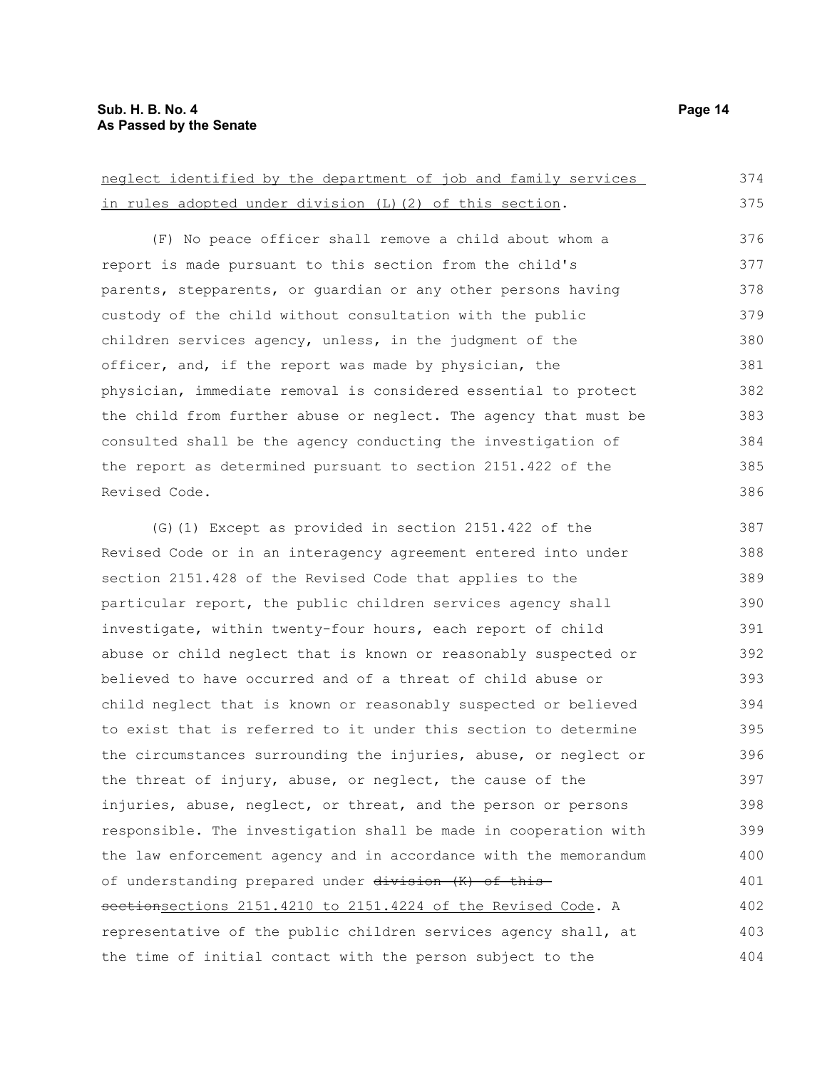neglect identified by the department of job and family services in rules adopted under division (L)(2) of this section.

(F) No peace officer shall remove a child about whom a report is made pursuant to this section from the child's parents, stepparents, or guardian or any other persons having custody of the child without consultation with the public children services agency, unless, in the judgment of the officer, and, if the report was made by physician, the physician, immediate removal is considered essential to protect the child from further abuse or neglect. The agency that must be consulted shall be the agency conducting the investigation of the report as determined pursuant to section 2151.422 of the Revised Code.

(G)(1) Except as provided in section 2151.422 of the Revised Code or in an interagency agreement entered into under section 2151.428 of the Revised Code that applies to the particular report, the public children services agency shall investigate, within twenty-four hours, each report of child abuse or child neglect that is known or reasonably suspected or believed to have occurred and of a threat of child abuse or child neglect that is known or reasonably suspected or believed to exist that is referred to it under this section to determine the circumstances surrounding the injuries, abuse, or neglect or the threat of injury, abuse, or neglect, the cause of the injuries, abuse, neglect, or threat, and the person or persons responsible. The investigation shall be made in cooperation with the law enforcement agency and in accordance with the memorandum of understanding prepared under ~~division (K) of this section~~sections 2151.4210 to 2151.4224 of the Revised Code. A representative of the public children services agency shall, at the time of initial contact with the person subject to the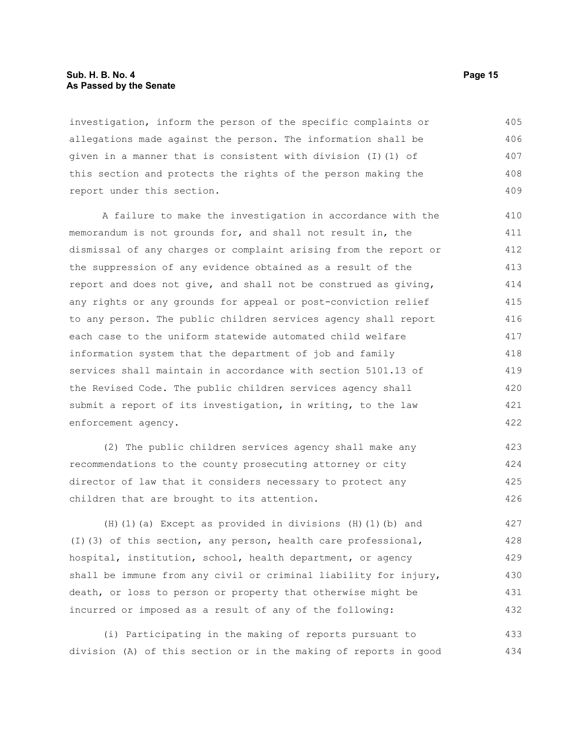investigation, inform the person of the specific complaints or allegations made against the person. The information shall be given in a manner that is consistent with division (I)(1) of this section and protects the rights of the person making the report under this section.

A failure to make the investigation in accordance with the memorandum is not grounds for, and shall not result in, the dismissal of any charges or complaint arising from the report or the suppression of any evidence obtained as a result of the report and does not give, and shall not be construed as giving, any rights or any grounds for appeal or post-conviction relief to any person. The public children services agency shall report each case to the uniform statewide automated child welfare information system that the department of job and family services shall maintain in accordance with section 5101.13 of the Revised Code. The public children services agency shall submit a report of its investigation, in writing, to the law enforcement agency.

(2) The public children services agency shall make any recommendations to the county prosecuting attorney or city director of law that it considers necessary to protect any children that are brought to its attention.

(H)(1)(a) Except as provided in divisions (H)(1)(b) and (I)(3) of this section, any person, health care professional, hospital, institution, school, health department, or agency shall be immune from any civil or criminal liability for injury, death, or loss to person or property that otherwise might be incurred or imposed as a result of any of the following:

(i) Participating in the making of reports pursuant to division (A) of this section or in the making of reports in good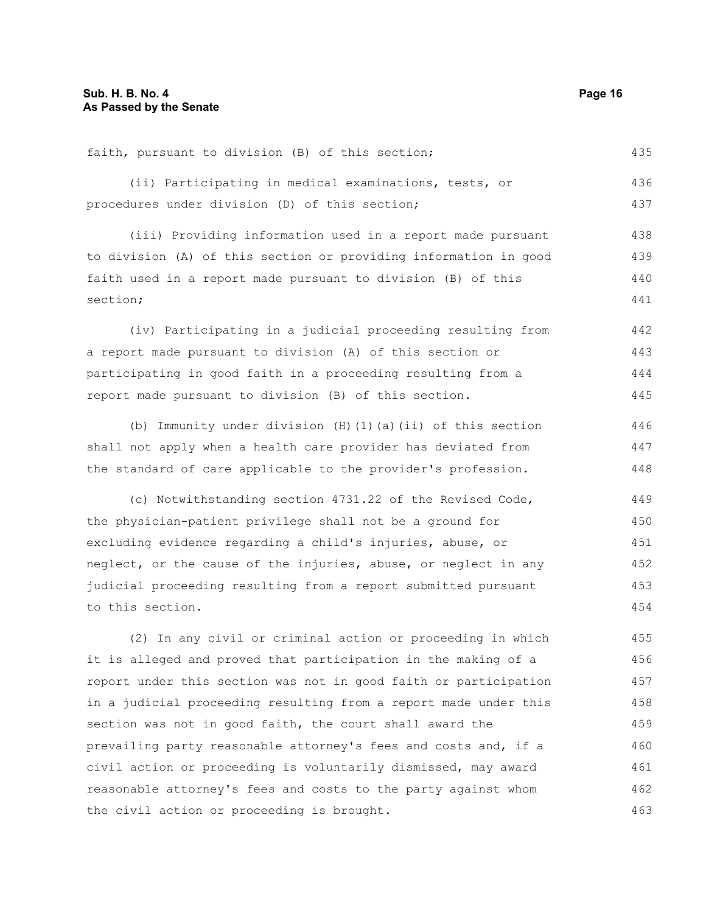faith, pursuant to division (B) of this section;

(ii) Participating in medical examinations, tests, or procedures under division (D) of this section;

(iii) Providing information used in a report made pursuant to division (A) of this section or providing information in good faith used in a report made pursuant to division (B) of this section;

(iv) Participating in a judicial proceeding resulting from a report made pursuant to division (A) of this section or participating in good faith in a proceeding resulting from a report made pursuant to division (B) of this section.

(b) Immunity under division (H)(1)(a)(ii) of this section shall not apply when a health care provider has deviated from the standard of care applicable to the provider's profession.

(c) Notwithstanding section 4731.22 of the Revised Code, the physician-patient privilege shall not be a ground for excluding evidence regarding a child's injuries, abuse, or neglect, or the cause of the injuries, abuse, or neglect in any judicial proceeding resulting from a report submitted pursuant to this section.

(2) In any civil or criminal action or proceeding in which it is alleged and proved that participation in the making of a report under this section was not in good faith or participation in a judicial proceeding resulting from a report made under this section was not in good faith, the court shall award the prevailing party reasonable attorney's fees and costs and, if a civil action or proceeding is voluntarily dismissed, may award reasonable attorney's fees and costs to the party against whom the civil action or proceeding is brought.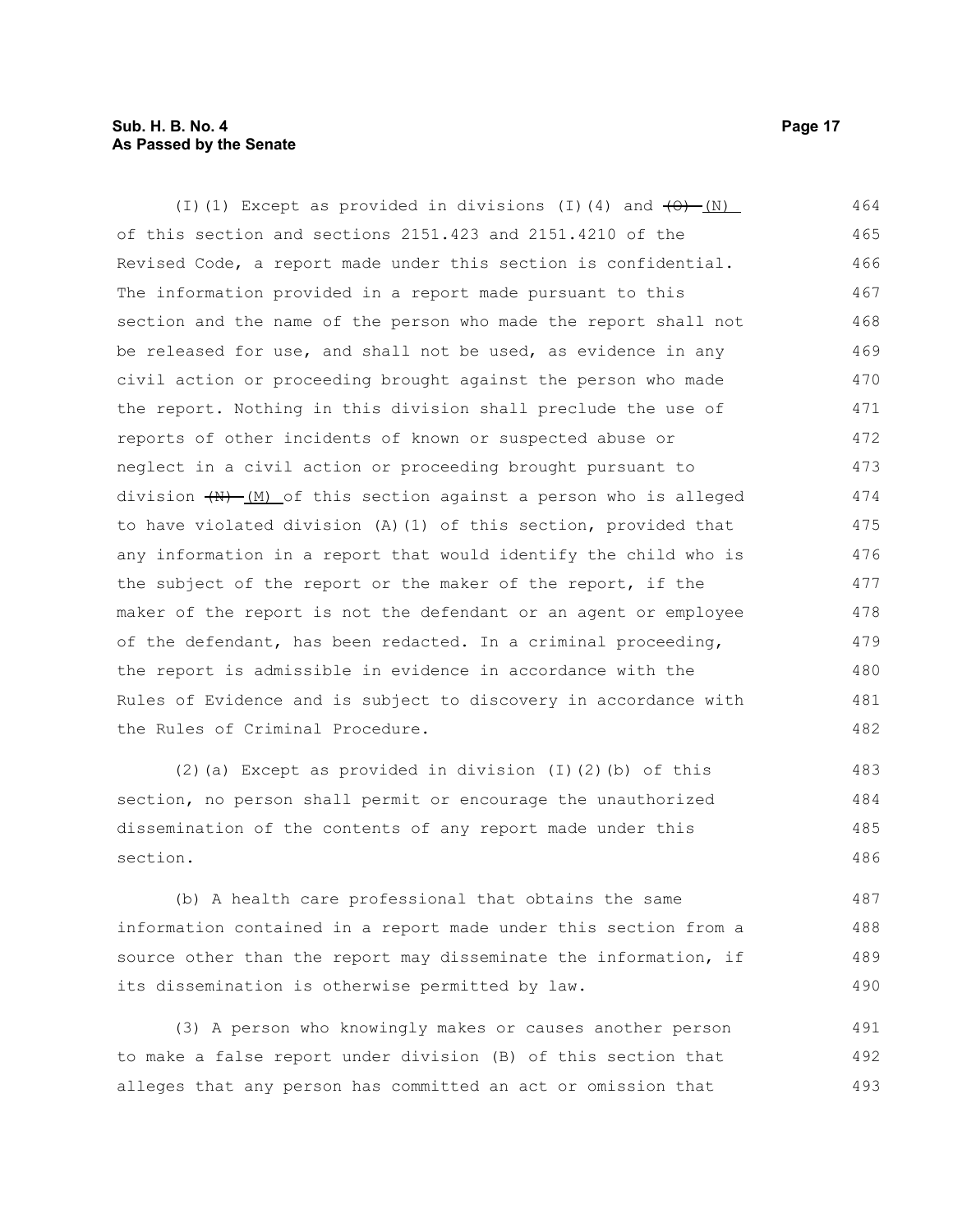(I)(1) Except as provided in divisions (I)(4) and ~~(O)~~ (N) of this section and sections 2151.423 and 2151.4210 of the Revised Code, a report made under this section is confidential. The information provided in a report made pursuant to this section and the name of the person who made the report shall not be released for use, and shall not be used, as evidence in any civil action or proceeding brought against the person who made the report. Nothing in this division shall preclude the use of reports of other incidents of known or suspected abuse or neglect in a civil action or proceeding brought pursuant to division ~~(N)~~ (M) of this section against a person who is alleged to have violated division (A)(1) of this section, provided that any information in a report that would identify the child who is the subject of the report or the maker of the report, if the maker of the report is not the defendant or an agent or employee of the defendant, has been redacted. In a criminal proceeding, the report is admissible in evidence in accordance with the Rules of Evidence and is subject to discovery in accordance with the Rules of Criminal Procedure.

(2)(a) Except as provided in division (I)(2)(b) of this section, no person shall permit or encourage the unauthorized dissemination of the contents of any report made under this section.

(b) A health care professional that obtains the same information contained in a report made under this section from a source other than the report may disseminate the information, if its dissemination is otherwise permitted by law.

(3) A person who knowingly makes or causes another person to make a false report under division (B) of this section that alleges that any person has committed an act or omission that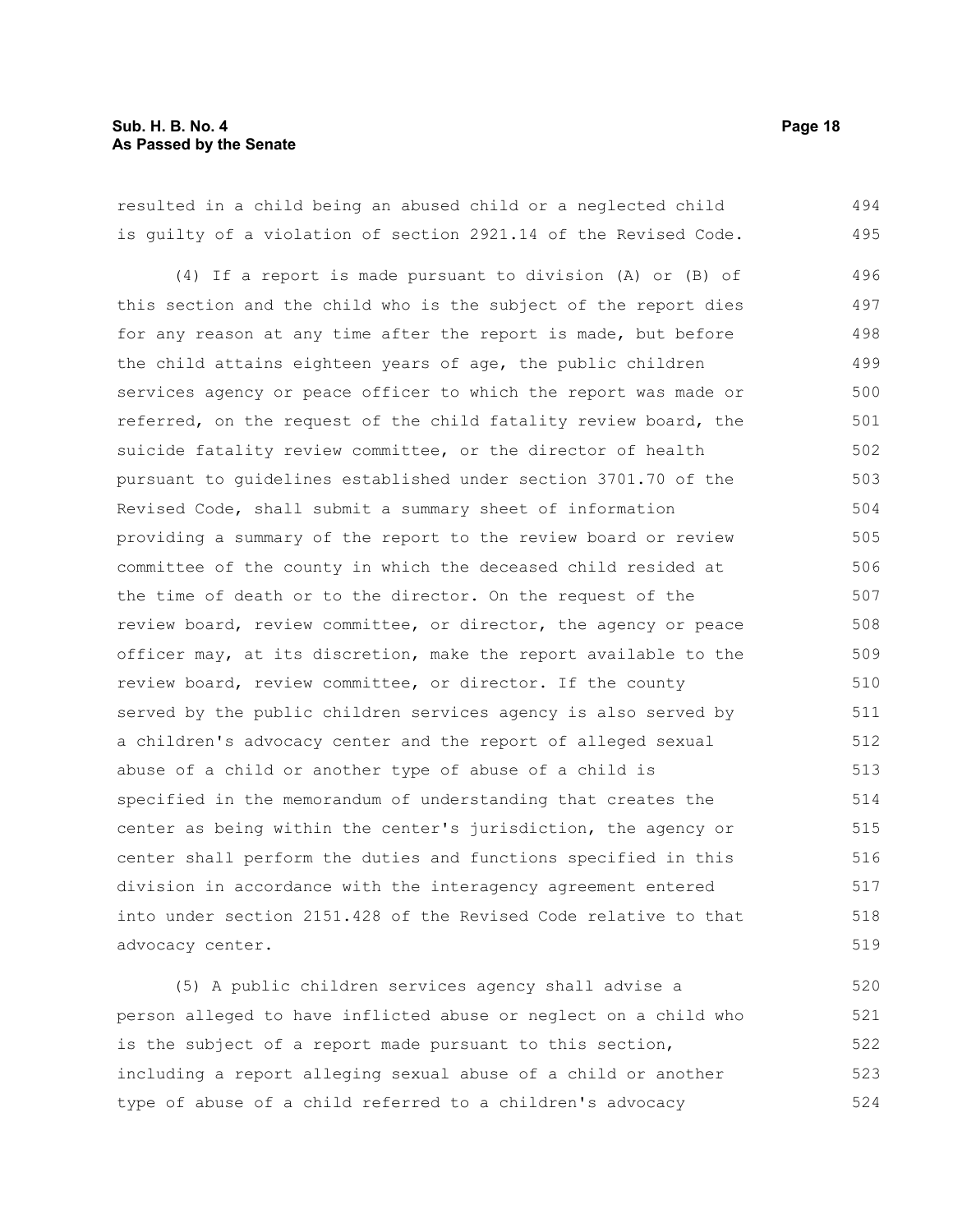resulted in a child being an abused child or a neglected child is guilty of a violation of section 2921.14 of the Revised Code.

(4) If a report is made pursuant to division (A) or (B) of this section and the child who is the subject of the report dies for any reason at any time after the report is made, but before the child attains eighteen years of age, the public children services agency or peace officer to which the report was made or referred, on the request of the child fatality review board, the suicide fatality review committee, or the director of health pursuant to guidelines established under section 3701.70 of the Revised Code, shall submit a summary sheet of information providing a summary of the report to the review board or review committee of the county in which the deceased child resided at the time of death or to the director. On the request of the review board, review committee, or director, the agency or peace officer may, at its discretion, make the report available to the review board, review committee, or director. If the county served by the public children services agency is also served by a children's advocacy center and the report of alleged sexual abuse of a child or another type of abuse of a child is specified in the memorandum of understanding that creates the center as being within the center's jurisdiction, the agency or center shall perform the duties and functions specified in this division in accordance with the interagency agreement entered into under section 2151.428 of the Revised Code relative to that advocacy center.

(5) A public children services agency shall advise a person alleged to have inflicted abuse or neglect on a child who is the subject of a report made pursuant to this section, including a report alleging sexual abuse of a child or another type of abuse of a child referred to a children's advocacy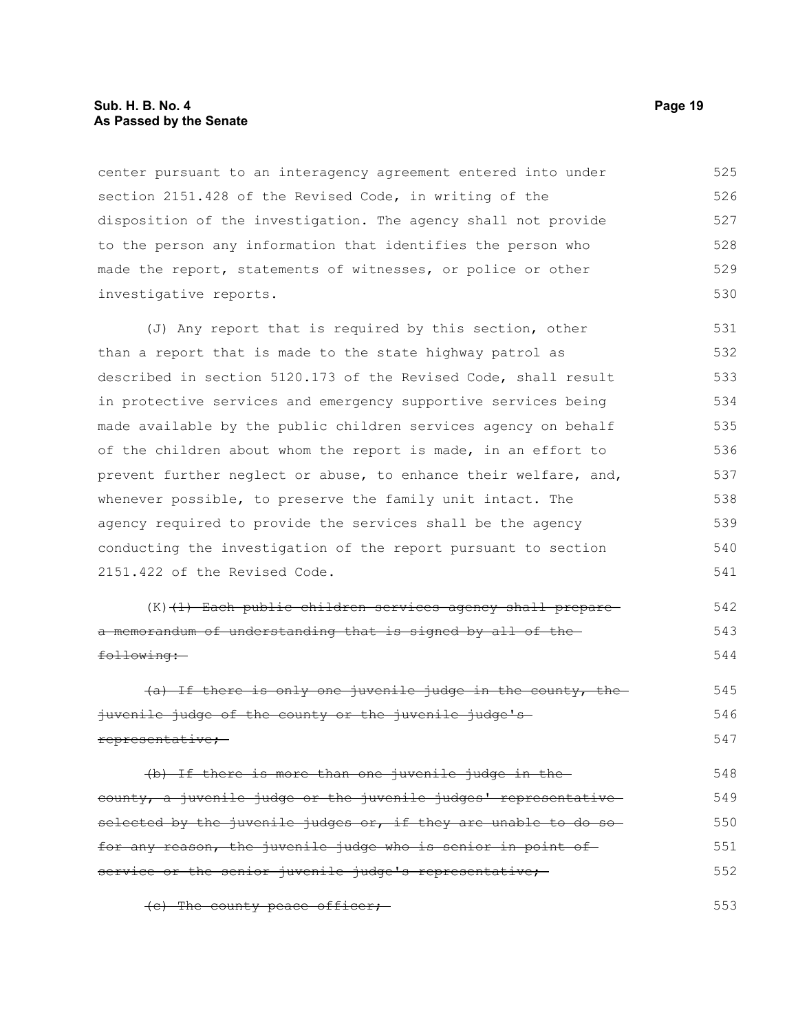center pursuant to an interagency agreement entered into under section 2151.428 of the Revised Code, in writing of the disposition of the investigation. The agency shall not provide to the person any information that identifies the person who made the report, statements of witnesses, or police or other investigative reports.

(J) Any report that is required by this section, other than a report that is made to the state highway patrol as described in section 5120.173 of the Revised Code, shall result in protective services and emergency supportive services being made available by the public children services agency on behalf of the children about whom the report is made, in an effort to prevent further neglect or abuse, to enhance their welfare, and, whenever possible, to preserve the family unit intact. The agency required to provide the services shall be the agency conducting the investigation of the report pursuant to section 2151.422 of the Revised Code.

(K) ~~(1) Each public children services agency shall prepare a memorandum of understanding that is signed by all of the following:~~

~~(a) If there is only one juvenile judge in the county, the juvenile judge of the county or the juvenile judge's representative;~~

~~(b) If there is more than one juvenile judge in the county, a juvenile judge or the juvenile judges' representative selected by the juvenile judges or, if they are unable to do so for any reason, the juvenile judge who is senior in point of service or the senior juvenile judge's representative;~~

~~(c) The county peace officer;~~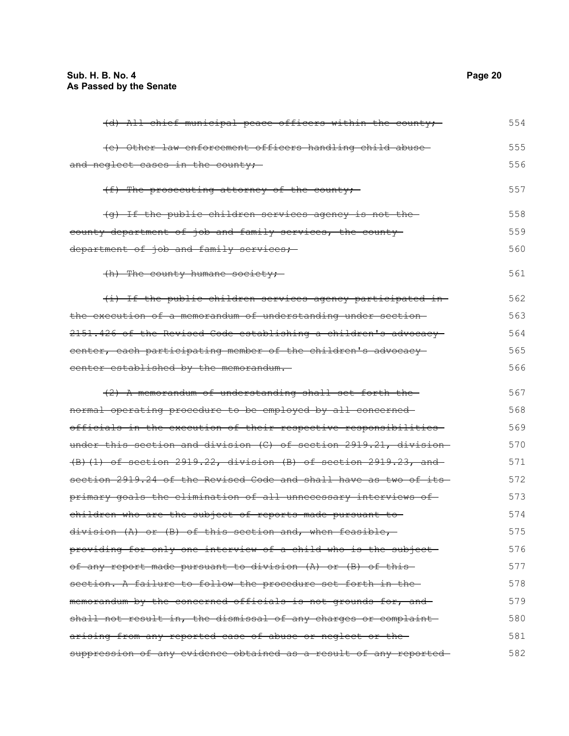~~(d) All chief municipal peace officers within the county;~~ 554

~~(e) Other law enforcement officers handling child abuse and neglect cases in the county;~~ 555 556

~~(f) The prosecuting attorney of the county;~~ 557

~~(g) If the public children services agency is not the county department of job and family services, the county department of job and family services;~~ 558 559 560

~~(h) The county humane society;~~ 561

~~(i) If the public children services agency participated in the execution of a memorandum of understanding under section 2151.426 of the Revised Code establishing a children's advocacy center, each participating member of the children's advocacy center established by the memorandum.~~ 562 563 564 565 566

~~(2) A memorandum of understanding shall set forth the normal operating procedure to be employed by all concerned officials in the execution of their respective responsibilities under this section and division (C) of section 2919.21, division (B)(1) of section 2919.22, division (B) of section 2919.23, and section 2919.24 of the Revised Code and shall have as two of its primary goals the elimination of all unnecessary interviews of children who are the subject of reports made pursuant to division (A) or (B) of this section and, when feasible, providing for only one interview of a child who is the subject of any report made pursuant to division (A) or (B) of this section. A failure to follow the procedure set forth in the memorandum by the concerned officials is not grounds for, and shall not result in, the dismissal of any charges or complaint arising from any reported case of abuse or neglect or the suppression of any evidence obtained as a result of any reported~~ 567 568 569 570 571 572 573 574 575 576 577 578 579 580 581 582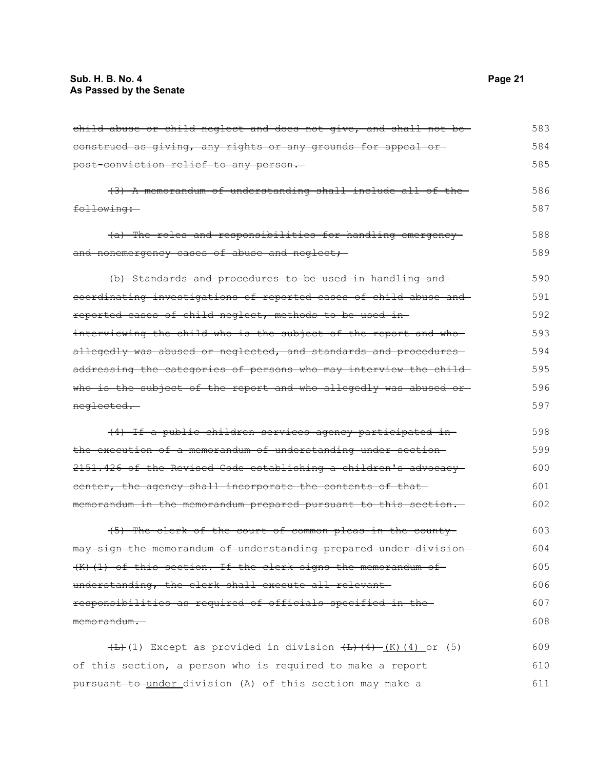~~child abuse or child neglect and does not give, and shall not be construed as giving, any rights or any grounds for appeal or post-conviction relief to any person.~~

~~(3) A memorandum of understanding shall include all of the following:~~

~~(a) The roles and responsibilities for handling emergency and nonemergency cases of abuse and neglect;~~

~~(b) Standards and procedures to be used in handling and coordinating investigations of reported cases of child abuse and reported cases of child neglect, methods to be used in interviewing the child who is the subject of the report and who allegedly was abused or neglected, and standards and procedures addressing the categories of persons who may interview the child who is the subject of the report and who allegedly was abused or neglected.~~

~~(4) If a public children services agency participated in the execution of a memorandum of understanding under section 2151.426 of the Revised Code establishing a children's advocacy center, the agency shall incorporate the contents of that memorandum in the memorandum prepared pursuant to this section.~~

~~(5) The clerk of the court of common pleas in the county may sign the memorandum of understanding prepared under division (K)(1) of this section. If the clerk signs the memorandum of understanding, the clerk shall execute all relevant responsibilities as required of officials specified in the memorandum.~~

~~(L)~~(1) Except as provided in division ~~(L)(4)~~ (K)(4) or (5) of this section, a person who is required to make a report ~~pursuant to~~ under division (A) of this section may make a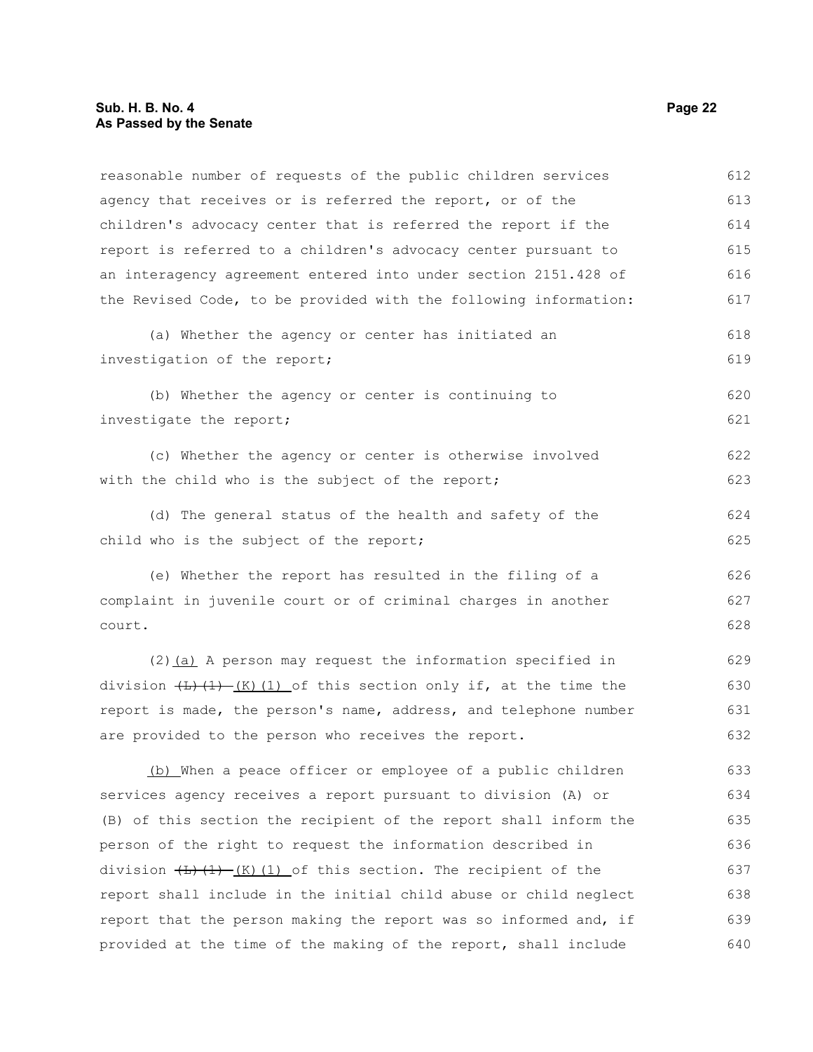reasonable number of requests of the public children services agency that receives or is referred the report, or of the children's advocacy center that is referred the report if the report is referred to a children's advocacy center pursuant to an interagency agreement entered into under section 2151.428 of the Revised Code, to be provided with the following information:

(a) Whether the agency or center has initiated an investigation of the report;

(b) Whether the agency or center is continuing to investigate the report;

(c) Whether the agency or center is otherwise involved with the child who is the subject of the report;

(d) The general status of the health and safety of the child who is the subject of the report;

(e) Whether the report has resulted in the filing of a complaint in juvenile court or of criminal charges in another court.

(2)(a) A person may request the information specified in division ~~(L)(1)~~ (K)(1) of this section only if, at the time the report is made, the person's name, address, and telephone number are provided to the person who receives the report.

(b) When a peace officer or employee of a public children services agency receives a report pursuant to division (A) or (B) of this section the recipient of the report shall inform the person of the right to request the information described in division ~~(L)(1)~~ (K)(1) of this section. The recipient of the report shall include in the initial child abuse or child neglect report that the person making the report was so informed and, if provided at the time of the making of the report, shall include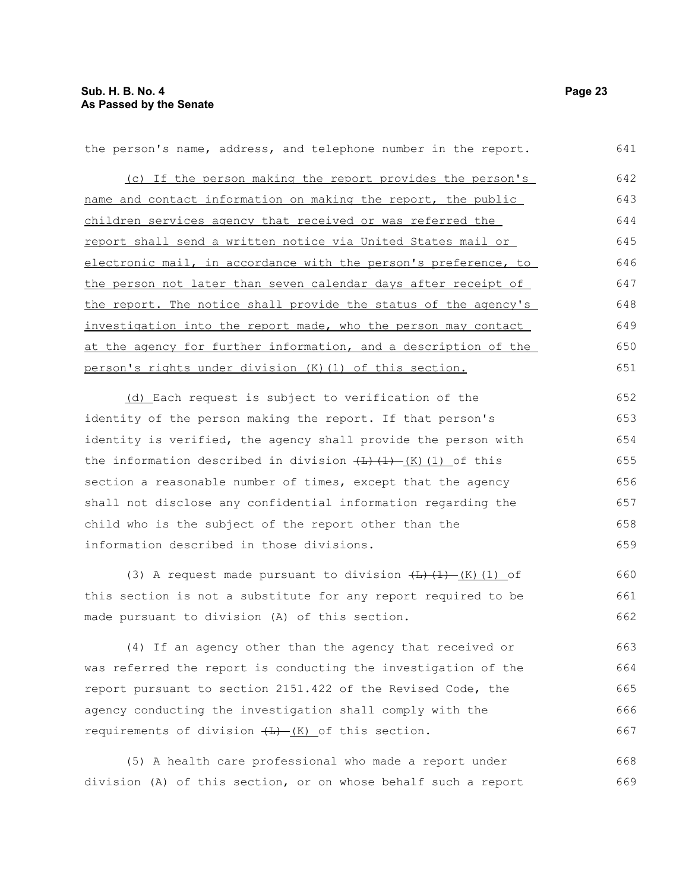the person's name, address, and telephone number in the report.

(c) If the person making the report provides the person's name and contact information on making the report, the public children services agency that received or was referred the report shall send a written notice via United States mail or electronic mail, in accordance with the person's preference, to the person not later than seven calendar days after receipt of the report. The notice shall provide the status of the agency's investigation into the report made, who the person may contact at the agency for further information, and a description of the person's rights under division (K)(1) of this section.

(d) Each request is subject to verification of the identity of the person making the report. If that person's identity is verified, the agency shall provide the person with the information described in division ~~(L)(1)~~ (K)(1) of this section a reasonable number of times, except that the agency shall not disclose any confidential information regarding the child who is the subject of the report other than the information described in those divisions.

(3) A request made pursuant to division ~~(L)(1)~~ (K)(1) of this section is not a substitute for any report required to be made pursuant to division (A) of this section.

(4) If an agency other than the agency that received or was referred the report is conducting the investigation of the report pursuant to section 2151.422 of the Revised Code, the agency conducting the investigation shall comply with the requirements of division ~~(L)~~ (K) of this section.

(5) A health care professional who made a report under division (A) of this section, or on whose behalf such a report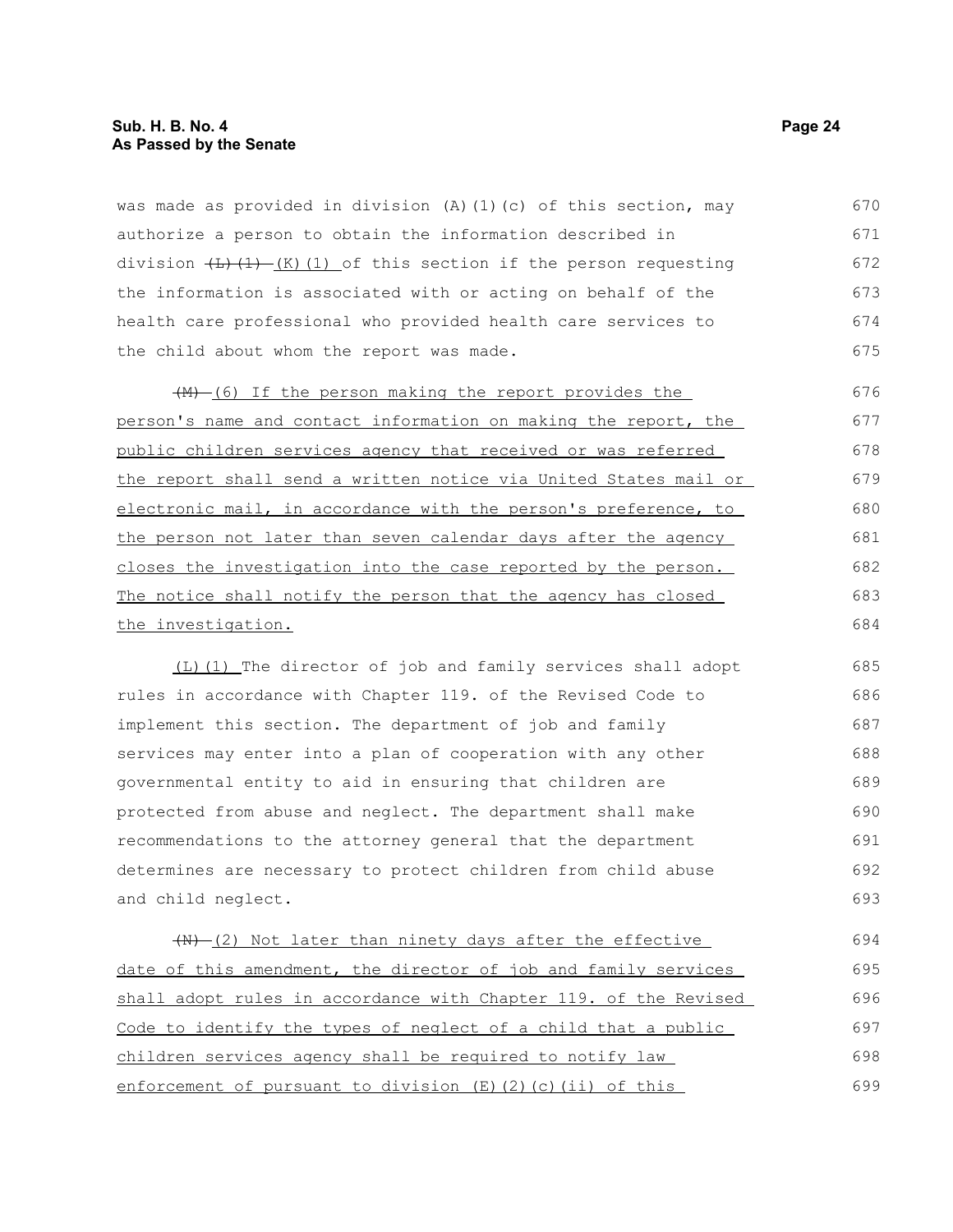was made as provided in division (A)(1)(c) of this section, may authorize a person to obtain the information described in division ~~(L)(1)~~ (K)(1) of this section if the person requesting the information is associated with or acting on behalf of the health care professional who provided health care services to the child about whom the report was made.

~~(M)~~ (6) If the person making the report provides the person's name and contact information on making the report, the public children services agency that received or was referred the report shall send a written notice via United States mail or electronic mail, in accordance with the person's preference, to the person not later than seven calendar days after the agency closes the investigation into the case reported by the person. The notice shall notify the person that the agency has closed the investigation.

(L)(1) The director of job and family services shall adopt rules in accordance with Chapter 119. of the Revised Code to implement this section. The department of job and family services may enter into a plan of cooperation with any other governmental entity to aid in ensuring that children are protected from abuse and neglect. The department shall make recommendations to the attorney general that the department determines are necessary to protect children from child abuse and child neglect.

~~(N)~~ (2) Not later than ninety days after the effective date of this amendment, the director of job and family services shall adopt rules in accordance with Chapter 119. of the Revised Code to identify the types of neglect of a child that a public children services agency shall be required to notify law enforcement of pursuant to division (E)(2)(c)(ii) of this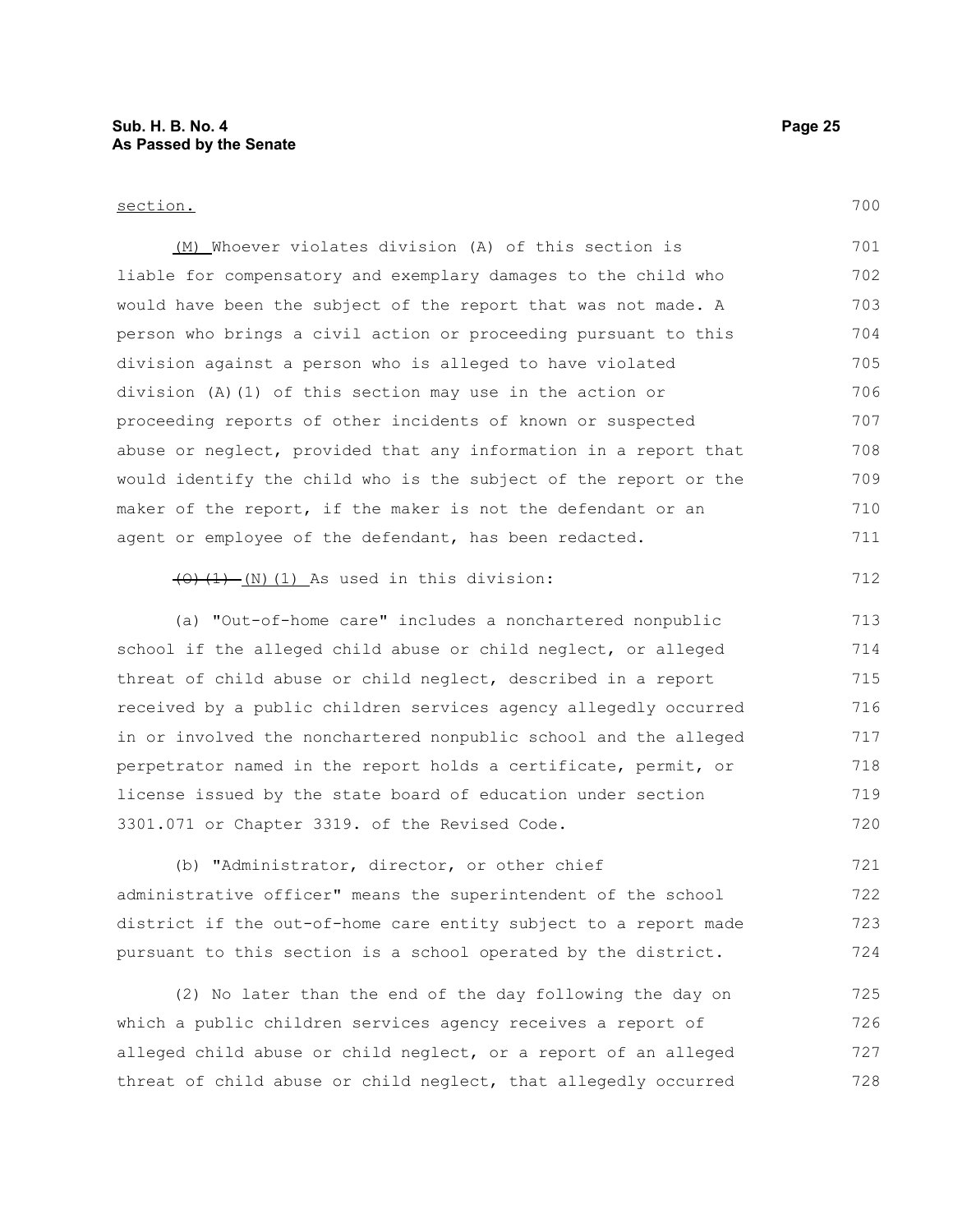section.

(M) Whoever violates division (A) of this section is liable for compensatory and exemplary damages to the child who would have been the subject of the report that was not made. A person who brings a civil action or proceeding pursuant to this division against a person who is alleged to have violated division (A)(1) of this section may use in the action or proceeding reports of other incidents of known or suspected abuse or neglect, provided that any information in a report that would identify the child who is the subject of the report or the maker of the report, if the maker is not the defendant or an agent or employee of the defendant, has been redacted.

~~(O)(1)~~ (N)(1) As used in this division:

(a) "Out-of-home care" includes a nonchartered nonpublic school if the alleged child abuse or child neglect, or alleged threat of child abuse or child neglect, described in a report received by a public children services agency allegedly occurred in or involved the nonchartered nonpublic school and the alleged perpetrator named in the report holds a certificate, permit, or license issued by the state board of education under section 3301.071 or Chapter 3319. of the Revised Code.

(b) "Administrator, director, or other chief administrative officer" means the superintendent of the school district if the out-of-home care entity subject to a report made pursuant to this section is a school operated by the district.

(2) No later than the end of the day following the day on which a public children services agency receives a report of alleged child abuse or child neglect, or a report of an alleged threat of child abuse or child neglect, that allegedly occurred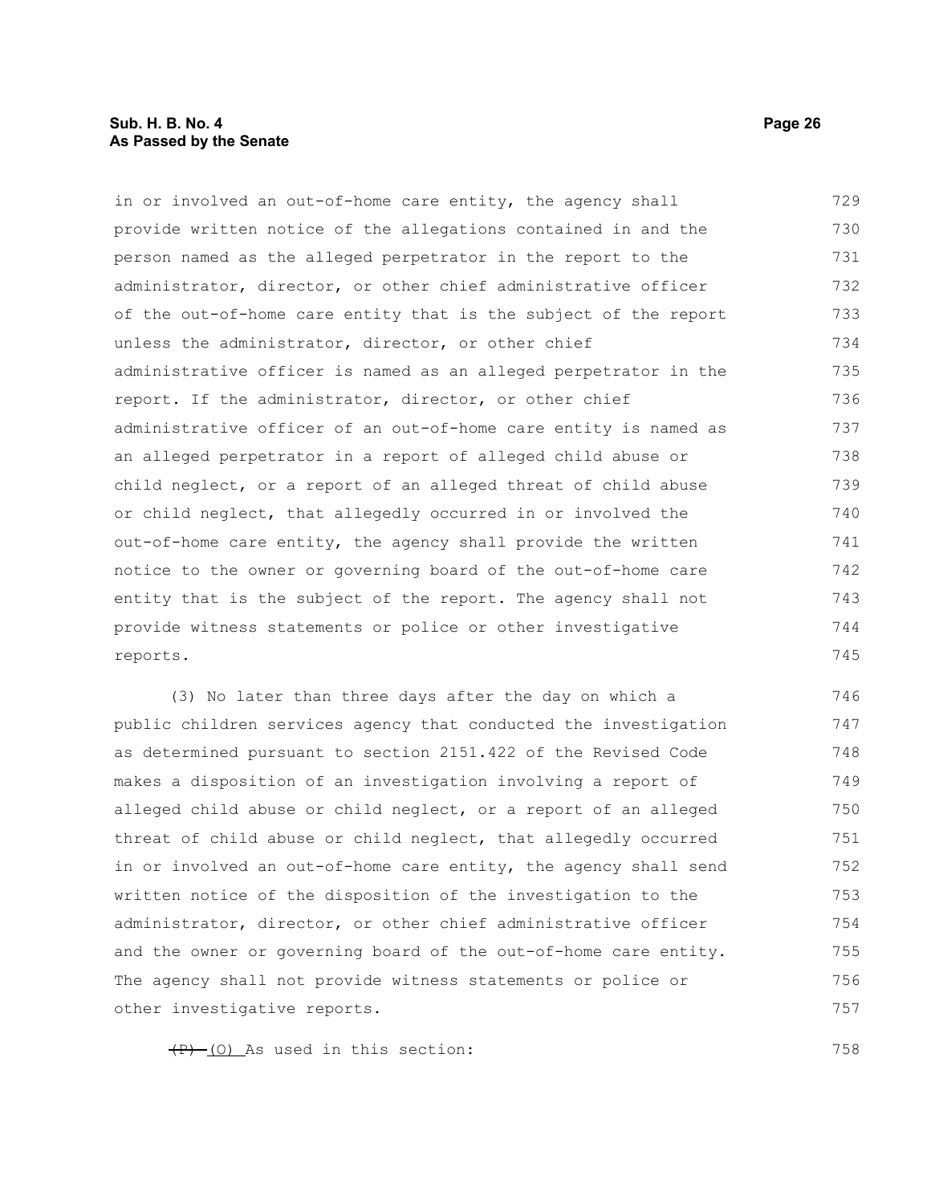in or involved an out-of-home care entity, the agency shall provide written notice of the allegations contained in and the person named as the alleged perpetrator in the report to the administrator, director, or other chief administrative officer of the out-of-home care entity that is the subject of the report unless the administrator, director, or other chief administrative officer is named as an alleged perpetrator in the report. If the administrator, director, or other chief administrative officer of an out-of-home care entity is named as an alleged perpetrator in a report of alleged child abuse or child neglect, or a report of an alleged threat of child abuse or child neglect, that allegedly occurred in or involved the out-of-home care entity, the agency shall provide the written notice to the owner or governing board of the out-of-home care entity that is the subject of the report. The agency shall not provide witness statements or police or other investigative reports.

(3) No later than three days after the day on which a public children services agency that conducted the investigation as determined pursuant to section 2151.422 of the Revised Code makes a disposition of an investigation involving a report of alleged child abuse or child neglect, or a report of an alleged threat of child abuse or child neglect, that allegedly occurred in or involved an out-of-home care entity, the agency shall send written notice of the disposition of the investigation to the administrator, director, or other chief administrative officer and the owner or governing board of the out-of-home care entity. The agency shall not provide witness statements or police or other investigative reports.

~~(P)~~ (O) As used in this section: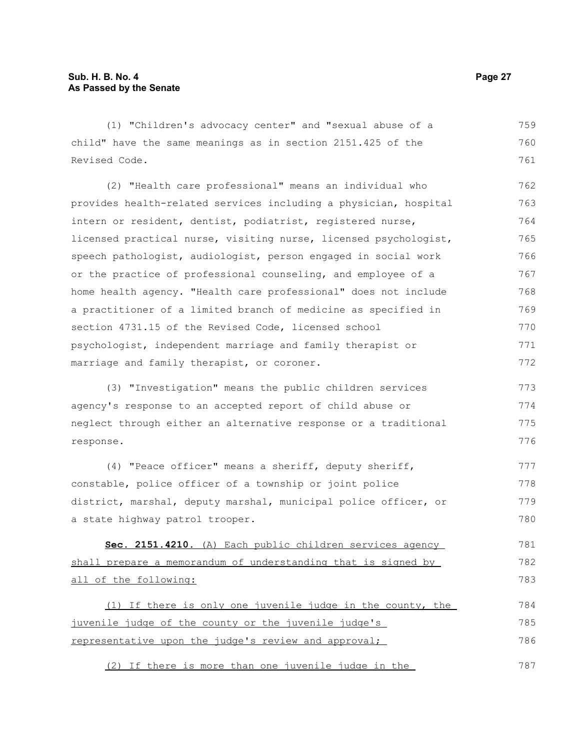(1) "Children's advocacy center" and "sexual abuse of a child" have the same meanings as in section 2151.425 of the Revised Code.

(2) "Health care professional" means an individual who provides health-related services including a physician, hospital intern or resident, dentist, podiatrist, registered nurse, licensed practical nurse, visiting nurse, licensed psychologist, speech pathologist, audiologist, person engaged in social work or the practice of professional counseling, and employee of a home health agency. "Health care professional" does not include a practitioner of a limited branch of medicine as specified in section 4731.15 of the Revised Code, licensed school psychologist, independent marriage and family therapist or marriage and family therapist, or coroner.

(3) "Investigation" means the public children services agency's response to an accepted report of child abuse or neglect through either an alternative response or a traditional response.

(4) "Peace officer" means a sheriff, deputy sheriff, constable, police officer of a township or joint police district, marshal, deputy marshal, municipal police officer, or a state highway patrol trooper.

**Sec. 2151.4210.** <u>(A) Each public children services agency shall prepare a memorandum of understanding that is signed by all of the following:</u>

<u>(1) If there is only one juvenile judge in the county, the juvenile judge of the county or the juvenile judge's representative upon the judge's review and approval;</u>

<u>(2) If there is more than one juvenile judge in the</u>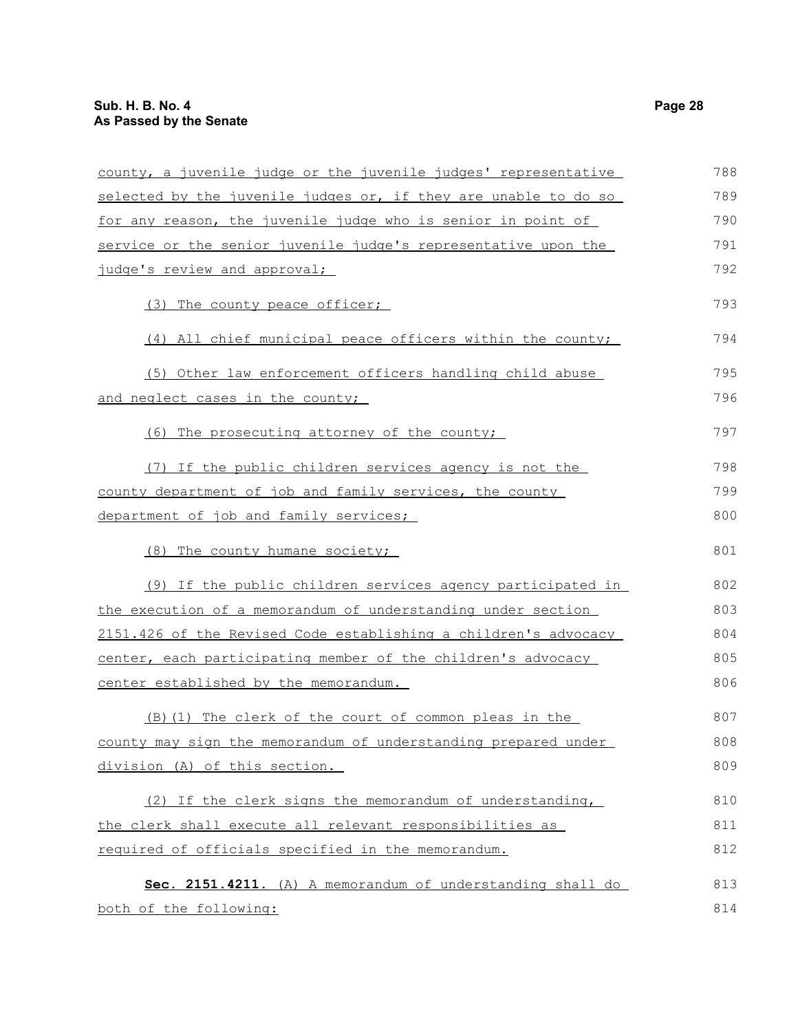county, a juvenile judge or the juvenile judges' representative selected by the juvenile judges or, if they are unable to do so for any reason, the juvenile judge who is senior in point of service or the senior juvenile judge's representative upon the judge's review and approval;

(3) The county peace officer;

(4) All chief municipal peace officers within the county;

(5) Other law enforcement officers handling child abuse and neglect cases in the county;

(6) The prosecuting attorney of the county;

(7) If the public children services agency is not the county department of job and family services, the county department of job and family services;

(8) The county humane society;

(9) If the public children services agency participated in the execution of a memorandum of understanding under section 2151.426 of the Revised Code establishing a children's advocacy center, each participating member of the children's advocacy center established by the memorandum.

(B)(1) The clerk of the court of common pleas in the county may sign the memorandum of understanding prepared under division (A) of this section.

(2) If the clerk signs the memorandum of understanding, the clerk shall execute all relevant responsibilities as required of officials specified in the memorandum.

**Sec. 2151.4211.** (A) A memorandum of understanding shall do both of the following: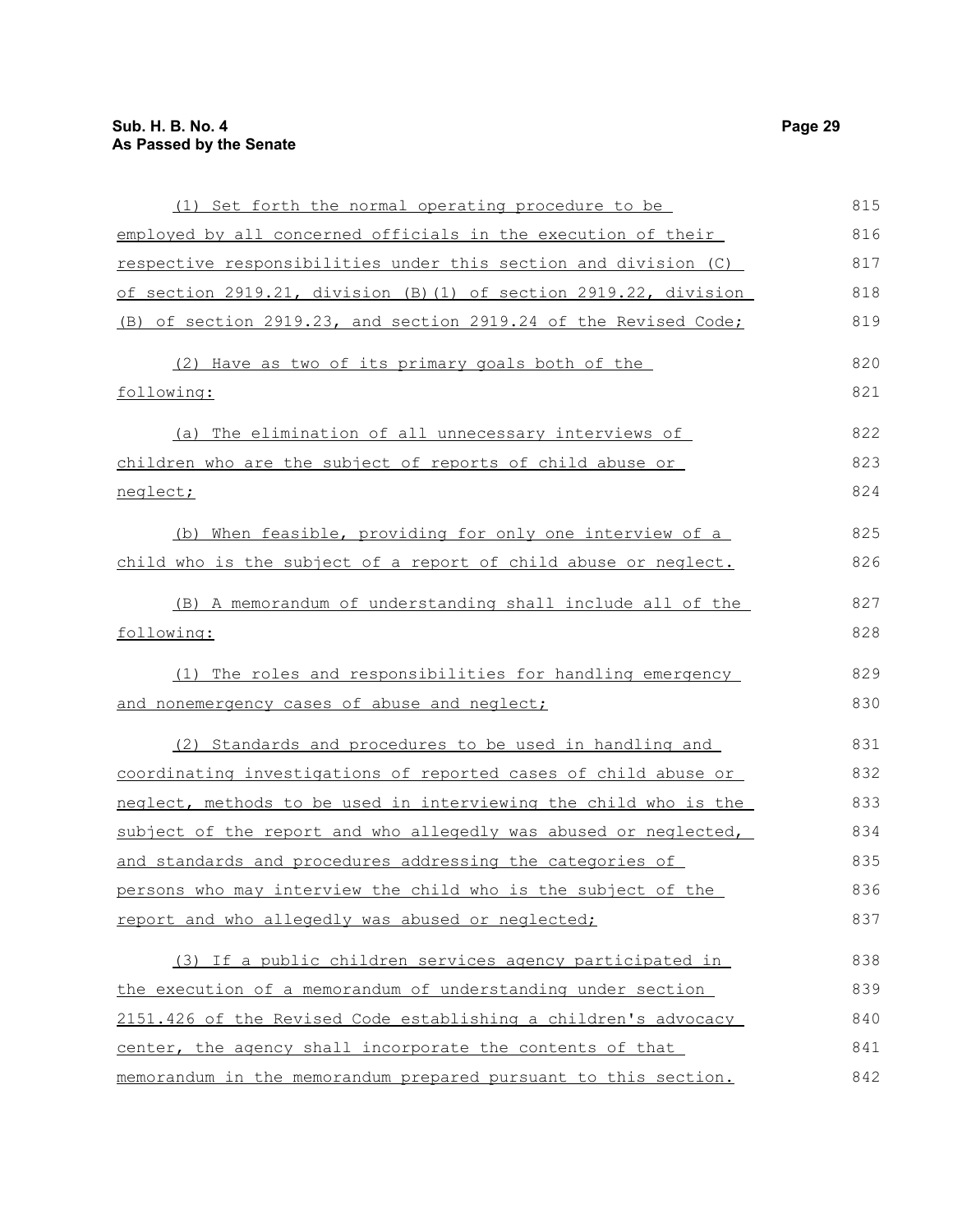(1) Set forth the normal operating procedure to be employed by all concerned officials in the execution of their respective responsibilities under this section and division (C) of section 2919.21, division (B)(1) of section 2919.22, division (B) of section 2919.23, and section 2919.24 of the Revised Code;

(2) Have as two of its primary goals both of the following:

(a) The elimination of all unnecessary interviews of children who are the subject of reports of child abuse or neglect;

(b) When feasible, providing for only one interview of a child who is the subject of a report of child abuse or neglect.

(B) A memorandum of understanding shall include all of the following:

(1) The roles and responsibilities for handling emergency and nonemergency cases of abuse and neglect;

(2) Standards and procedures to be used in handling and coordinating investigations of reported cases of child abuse or neglect, methods to be used in interviewing the child who is the subject of the report and who allegedly was abused or neglected, and standards and procedures addressing the categories of persons who may interview the child who is the subject of the report and who allegedly was abused or neglected;

(3) If a public children services agency participated in the execution of a memorandum of understanding under section 2151.426 of the Revised Code establishing a children's advocacy center, the agency shall incorporate the contents of that memorandum in the memorandum prepared pursuant to this section.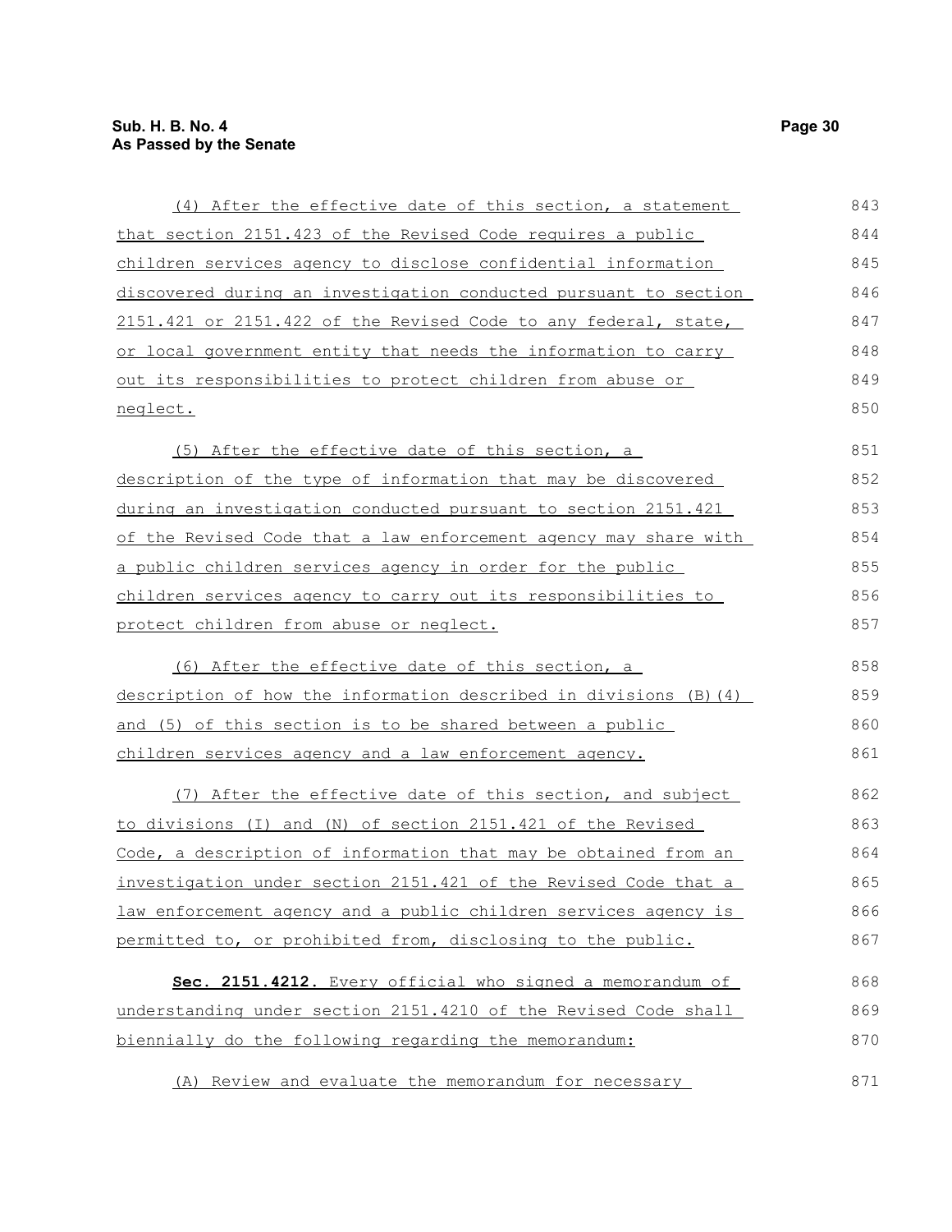(4) After the effective date of this section, a statement that section 2151.423 of the Revised Code requires a public children services agency to disclose confidential information discovered during an investigation conducted pursuant to section 2151.421 or 2151.422 of the Revised Code to any federal, state, or local government entity that needs the information to carry out its responsibilities to protect children from abuse or neglect.

(5) After the effective date of this section, a description of the type of information that may be discovered during an investigation conducted pursuant to section 2151.421 of the Revised Code that a law enforcement agency may share with a public children services agency in order for the public children services agency to carry out its responsibilities to protect children from abuse or neglect.

(6) After the effective date of this section, a description of how the information described in divisions (B)(4) and (5) of this section is to be shared between a public children services agency and a law enforcement agency.

(7) After the effective date of this section, and subject to divisions (I) and (N) of section 2151.421 of the Revised Code, a description of information that may be obtained from an investigation under section 2151.421 of the Revised Code that a law enforcement agency and a public children services agency is permitted to, or prohibited from, disclosing to the public.

**Sec. 2151.4212.** Every official who signed a memorandum of understanding under section 2151.4210 of the Revised Code shall biennially do the following regarding the memorandum:

(A) Review and evaluate the memorandum for necessary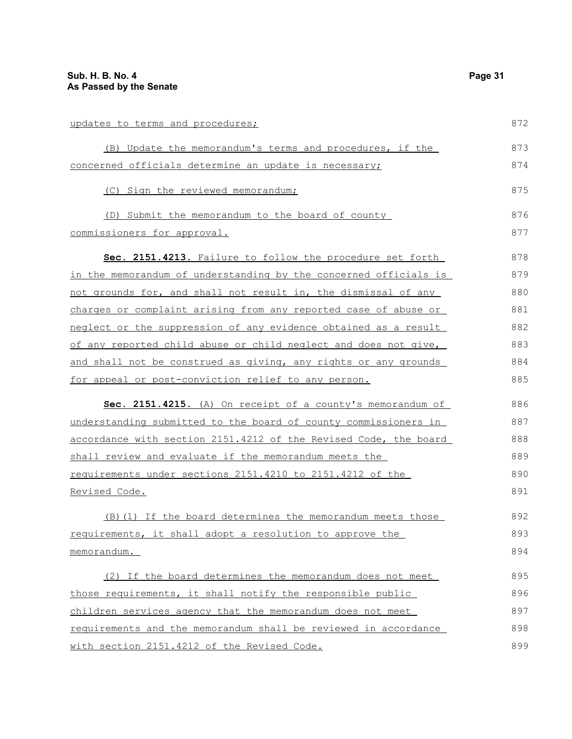updates to terms and procedures;

(B) Update the memorandum's terms and procedures, if the concerned officials determine an update is necessary;

(C) Sign the reviewed memorandum;

(D) Submit the memorandum to the board of county commissioners for approval.

**Sec. 2151.4213.** Failure to follow the procedure set forth in the memorandum of understanding by the concerned officials is not grounds for, and shall not result in, the dismissal of any charges or complaint arising from any reported case of abuse or neglect or the suppression of any evidence obtained as a result of any reported child abuse or child neglect and does not give, and shall not be construed as giving, any rights or any grounds for appeal or post-conviction relief to any person.

**Sec. 2151.4215.** (A) On receipt of a county's memorandum of understanding submitted to the board of county commissioners in accordance with section 2151.4212 of the Revised Code, the board shall review and evaluate if the memorandum meets the requirements under sections 2151.4210 to 2151.4212 of the Revised Code.

(B)(1) If the board determines the memorandum meets those requirements, it shall adopt a resolution to approve the memorandum.

(2) If the board determines the memorandum does not meet those requirements, it shall notify the responsible public children services agency that the memorandum does not meet requirements and the memorandum shall be reviewed in accordance with section 2151.4212 of the Revised Code.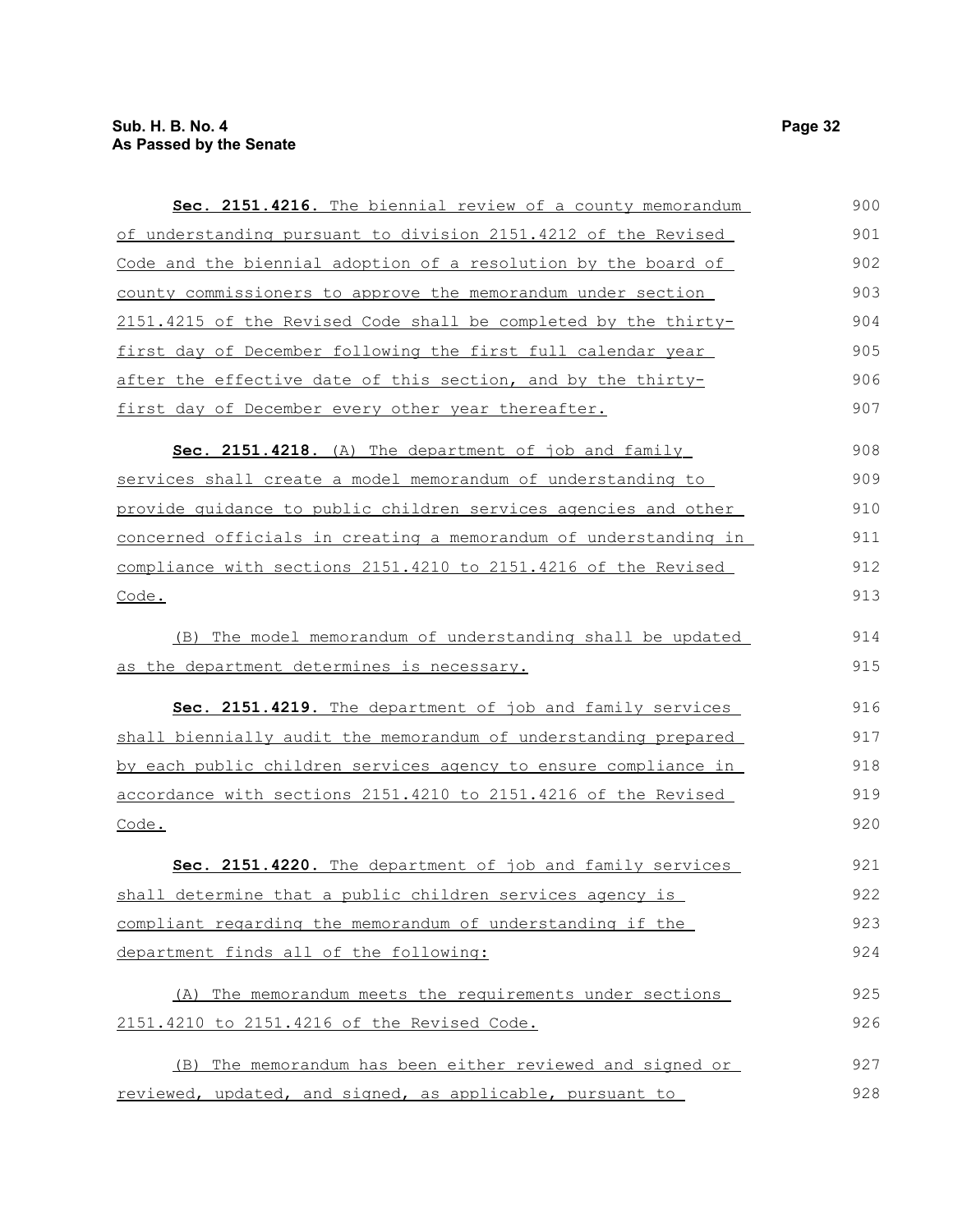**Sec. 2151.4216.** The biennial review of a county memorandum of understanding pursuant to division 2151.4212 of the Revised Code and the biennial adoption of a resolution by the board of county commissioners to approve the memorandum under section 2151.4215 of the Revised Code shall be completed by the thirty-first day of December following the first full calendar year after the effective date of this section, and by the thirty-first day of December every other year thereafter.

**Sec. 2151.4218.** (A) The department of job and family services shall create a model memorandum of understanding to provide guidance to public children services agencies and other concerned officials in creating a memorandum of understanding in compliance with sections 2151.4210 to 2151.4216 of the Revised Code.

(B) The model memorandum of understanding shall be updated as the department determines is necessary.

**Sec. 2151.4219.** The department of job and family services shall biennially audit the memorandum of understanding prepared by each public children services agency to ensure compliance in accordance with sections 2151.4210 to 2151.4216 of the Revised Code.

**Sec. 2151.4220.** The department of job and family services shall determine that a public children services agency is compliant regarding the memorandum of understanding if the department finds all of the following:

(A) The memorandum meets the requirements under sections 2151.4210 to 2151.4216 of the Revised Code.

(B) The memorandum has been either reviewed and signed or reviewed, updated, and signed, as applicable, pursuant to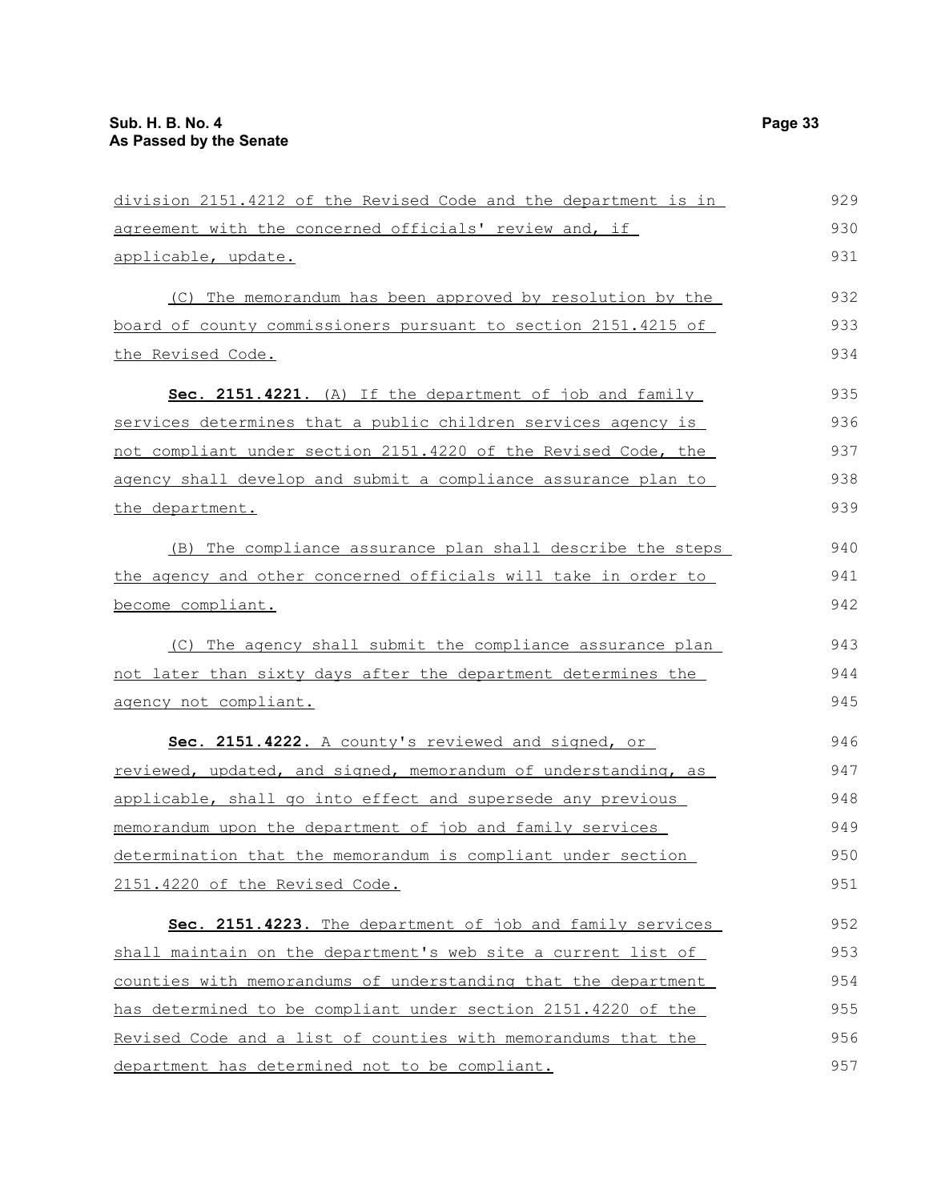division 2151.4212 of the Revised Code and the department is in agreement with the concerned officials' review and, if applicable, update.

(C) The memorandum has been approved by resolution by the board of county commissioners pursuant to section 2151.4215 of the Revised Code.

**Sec. 2151.4221.** (A) If the department of job and family services determines that a public children services agency is not compliant under section 2151.4220 of the Revised Code, the agency shall develop and submit a compliance assurance plan to the department.

(B) The compliance assurance plan shall describe the steps the agency and other concerned officials will take in order to become compliant.

(C) The agency shall submit the compliance assurance plan not later than sixty days after the department determines the agency not compliant.

**Sec. 2151.4222.** A county's reviewed and signed, or reviewed, updated, and signed, memorandum of understanding, as applicable, shall go into effect and supersede any previous memorandum upon the department of job and family services determination that the memorandum is compliant under section 2151.4220 of the Revised Code.

**Sec. 2151.4223.** The department of job and family services shall maintain on the department's web site a current list of counties with memorandums of understanding that the department has determined to be compliant under section 2151.4220 of the Revised Code and a list of counties with memorandums that the department has determined not to be compliant.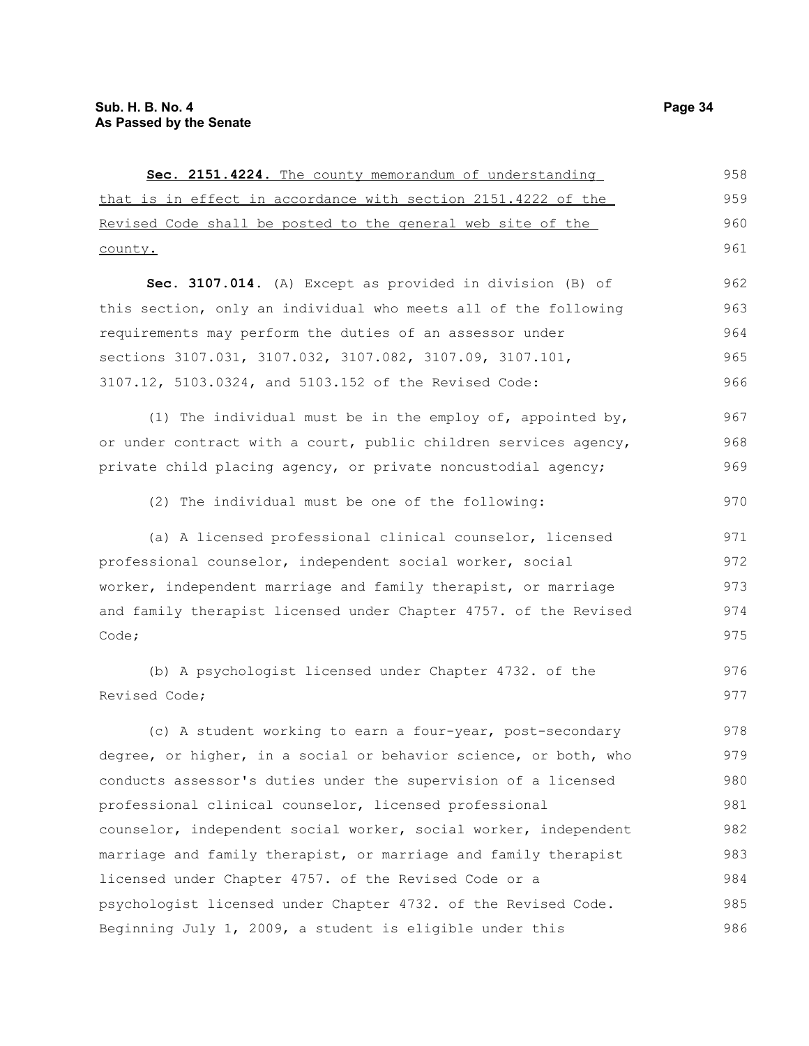**Sec. 2151.4224.** The county memorandum of understanding that is in effect in accordance with section 2151.4222 of the Revised Code shall be posted to the general web site of the county.

**Sec. 3107.014.** (A) Except as provided in division (B) of this section, only an individual who meets all of the following requirements may perform the duties of an assessor under sections 3107.031, 3107.032, 3107.082, 3107.09, 3107.101, 3107.12, 5103.0324, and 5103.152 of the Revised Code:

(1) The individual must be in the employ of, appointed by, or under contract with a court, public children services agency, private child placing agency, or private noncustodial agency;

(2) The individual must be one of the following:

(a) A licensed professional clinical counselor, licensed professional counselor, independent social worker, social worker, independent marriage and family therapist, or marriage and family therapist licensed under Chapter 4757. of the Revised Code;

(b) A psychologist licensed under Chapter 4732. of the Revised Code;

(c) A student working to earn a four-year, post-secondary degree, or higher, in a social or behavior science, or both, who conducts assessor's duties under the supervision of a licensed professional clinical counselor, licensed professional counselor, independent social worker, social worker, independent marriage and family therapist, or marriage and family therapist licensed under Chapter 4757. of the Revised Code or a psychologist licensed under Chapter 4732. of the Revised Code. Beginning July 1, 2009, a student is eligible under this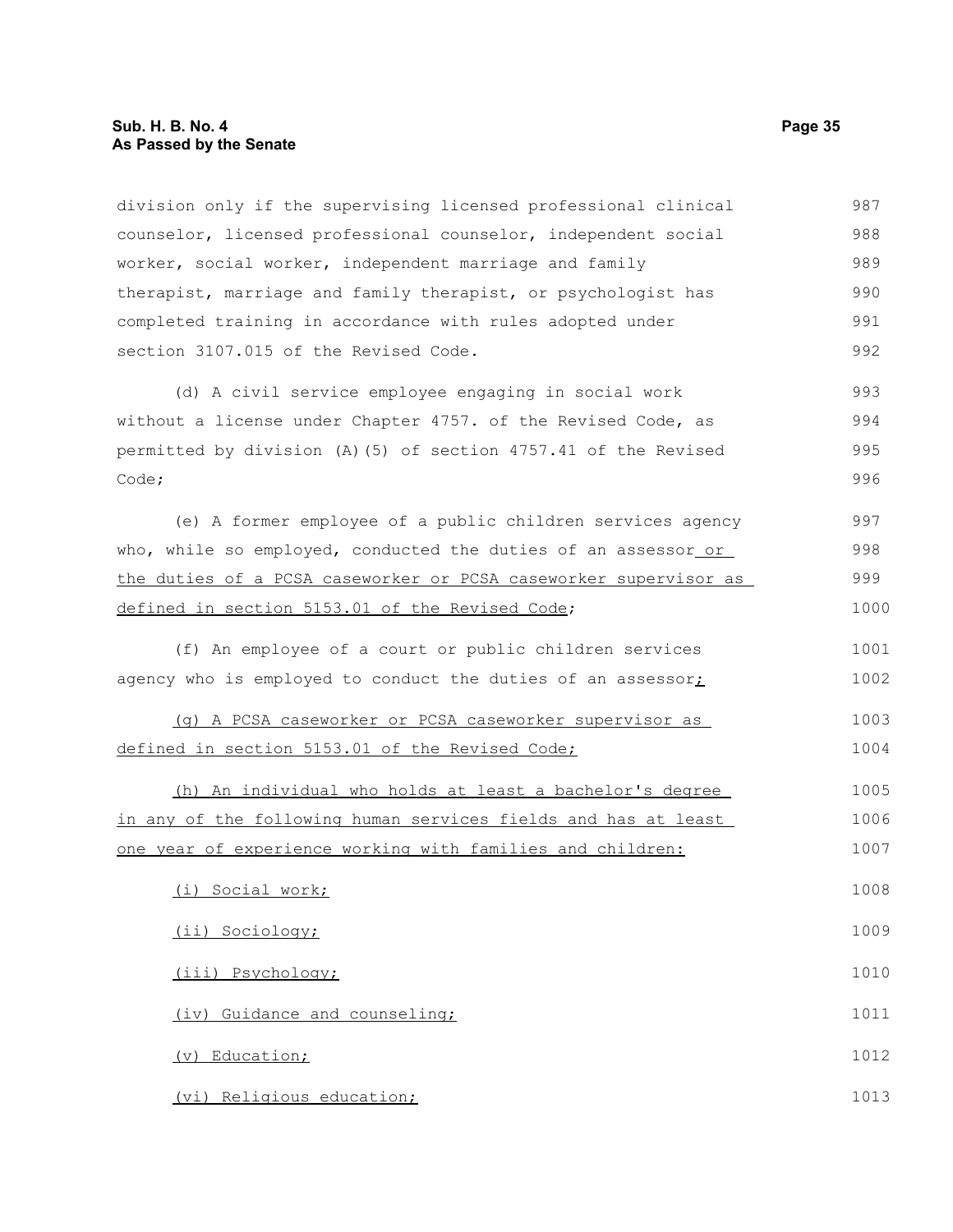division only if the supervising licensed professional clinical counselor, licensed professional counselor, independent social worker, social worker, independent marriage and family therapist, marriage and family therapist, or psychologist has completed training in accordance with rules adopted under section 3107.015 of the Revised Code.

(d) A civil service employee engaging in social work without a license under Chapter 4757. of the Revised Code, as permitted by division (A)(5) of section 4757.41 of the Revised Code;

(e) A former employee of a public children services agency who, while so employed, conducted the duties of an assessor or the duties of a PCSA caseworker or PCSA caseworker supervisor as defined in section 5153.01 of the Revised Code;

(f) An employee of a court or public children services agency who is employed to conduct the duties of an assessor;

(g) A PCSA caseworker or PCSA caseworker supervisor as defined in section 5153.01 of the Revised Code;

(h) An individual who holds at least a bachelor's degree in any of the following human services fields and has at least one year of experience working with families and children:

(i) Social work;

(ii) Sociology;

(iii) Psychology;

(iv) Guidance and counseling;

(v) Education;

(vi) Religious education;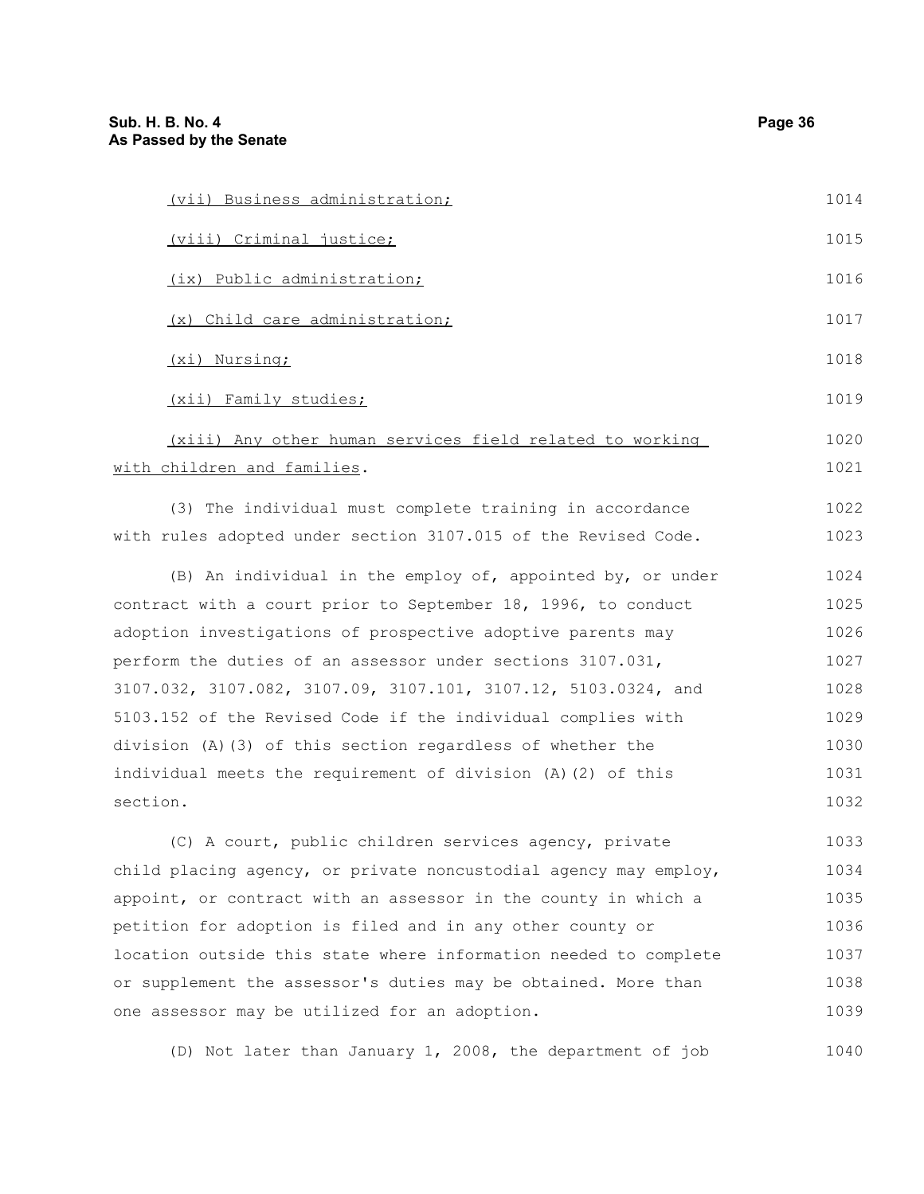(vii) Business administration;

(viii) Criminal justice;

(ix) Public administration;

(x) Child care administration;

(xi) Nursing;

(xii) Family studies;

(xiii) Any other human services field related to working with children and families.

(3) The individual must complete training in accordance with rules adopted under section 3107.015 of the Revised Code.

(B) An individual in the employ of, appointed by, or under contract with a court prior to September 18, 1996, to conduct adoption investigations of prospective adoptive parents may perform the duties of an assessor under sections 3107.031, 3107.032, 3107.082, 3107.09, 3107.101, 3107.12, 5103.0324, and 5103.152 of the Revised Code if the individual complies with division (A)(3) of this section regardless of whether the individual meets the requirement of division (A)(2) of this section.

(C) A court, public children services agency, private child placing agency, or private noncustodial agency may employ, appoint, or contract with an assessor in the county in which a petition for adoption is filed and in any other county or location outside this state where information needed to complete or supplement the assessor's duties may be obtained. More than one assessor may be utilized for an adoption.

(D) Not later than January 1, 2008, the department of job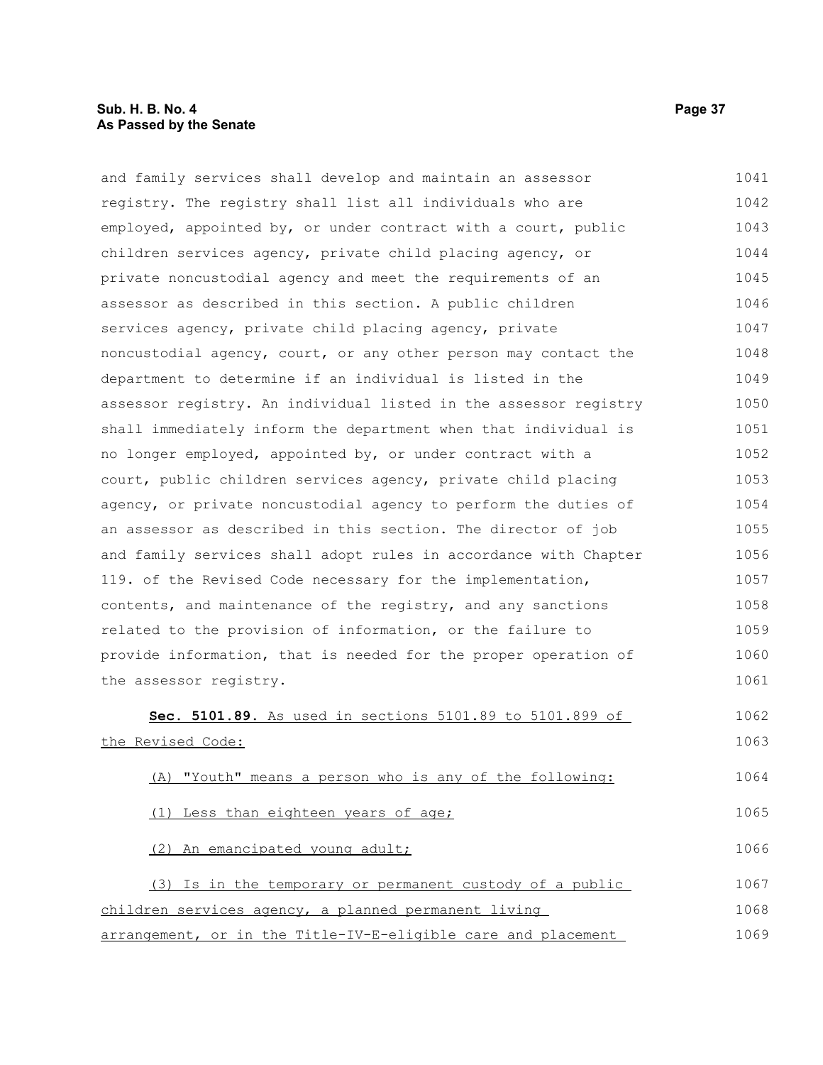and family services shall develop and maintain an assessor registry. The registry shall list all individuals who are employed, appointed by, or under contract with a court, public children services agency, private child placing agency, or private noncustodial agency and meet the requirements of an assessor as described in this section. A public children services agency, private child placing agency, private noncustodial agency, court, or any other person may contact the department to determine if an individual is listed in the assessor registry. An individual listed in the assessor registry shall immediately inform the department when that individual is no longer employed, appointed by, or under contract with a court, public children services agency, private child placing agency, or private noncustodial agency to perform the duties of an assessor as described in this section. The director of job and family services shall adopt rules in accordance with Chapter 119. of the Revised Code necessary for the implementation, contents, and maintenance of the registry, and any sanctions related to the provision of information, or the failure to provide information, that is needed for the proper operation of the assessor registry.

**Sec. 5101.89.** As used in sections 5101.89 to 5101.899 of the Revised Code:

(A) "Youth" means a person who is any of the following:

(1) Less than eighteen years of age;

(2) An emancipated young adult;

(3) Is in the temporary or permanent custody of a public children services agency, a planned permanent living arrangement, or in the Title-IV-E-eligible care and placement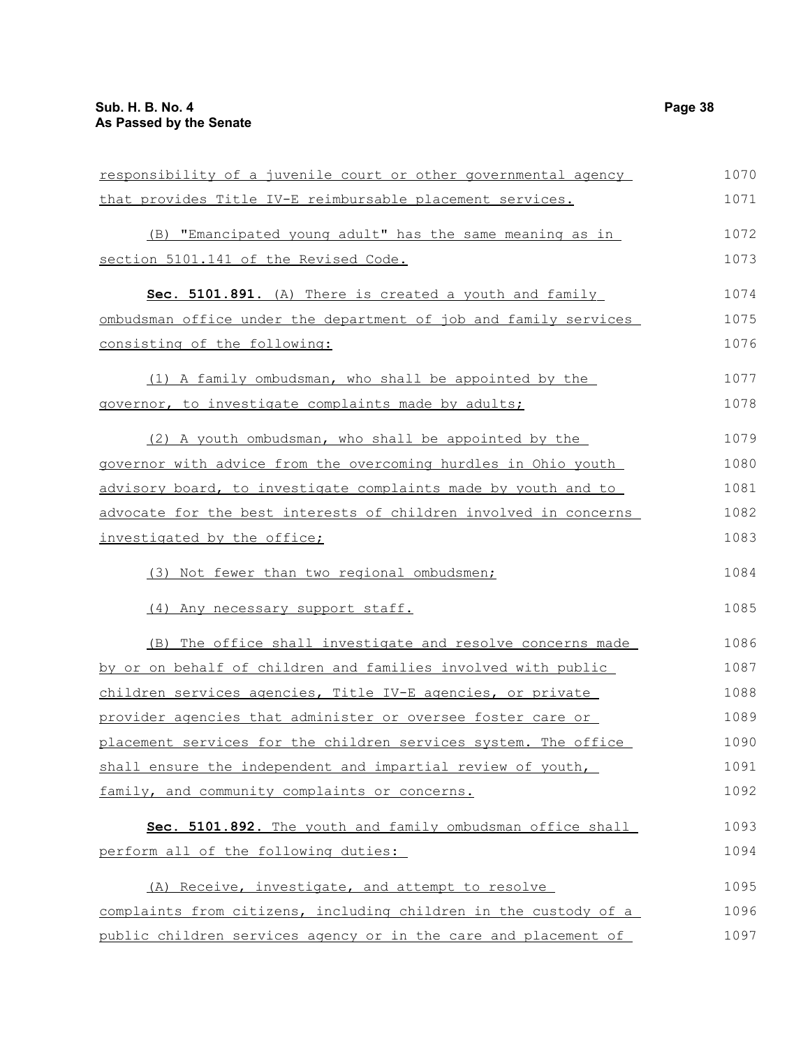responsibility of a juvenile court or other governmental agency that provides Title IV-E reimbursable placement services.

(B) "Emancipated young adult" has the same meaning as in section 5101.141 of the Revised Code.

**Sec. 5101.891.** (A) There is created a youth and family ombudsman office under the department of job and family services consisting of the following:

(1) A family ombudsman, who shall be appointed by the governor, to investigate complaints made by adults;

(2) A youth ombudsman, who shall be appointed by the governor with advice from the overcoming hurdles in Ohio youth advisory board, to investigate complaints made by youth and to advocate for the best interests of children involved in concerns investigated by the office;

(3) Not fewer than two regional ombudsmen;

(4) Any necessary support staff.

(B) The office shall investigate and resolve concerns made by or on behalf of children and families involved with public children services agencies, Title IV-E agencies, or private provider agencies that administer or oversee foster care or placement services for the children services system. The office shall ensure the independent and impartial review of youth, family, and community complaints or concerns.

**Sec. 5101.892.** The youth and family ombudsman office shall perform all of the following duties:

(A) Receive, investigate, and attempt to resolve complaints from citizens, including children in the custody of a public children services agency or in the care and placement of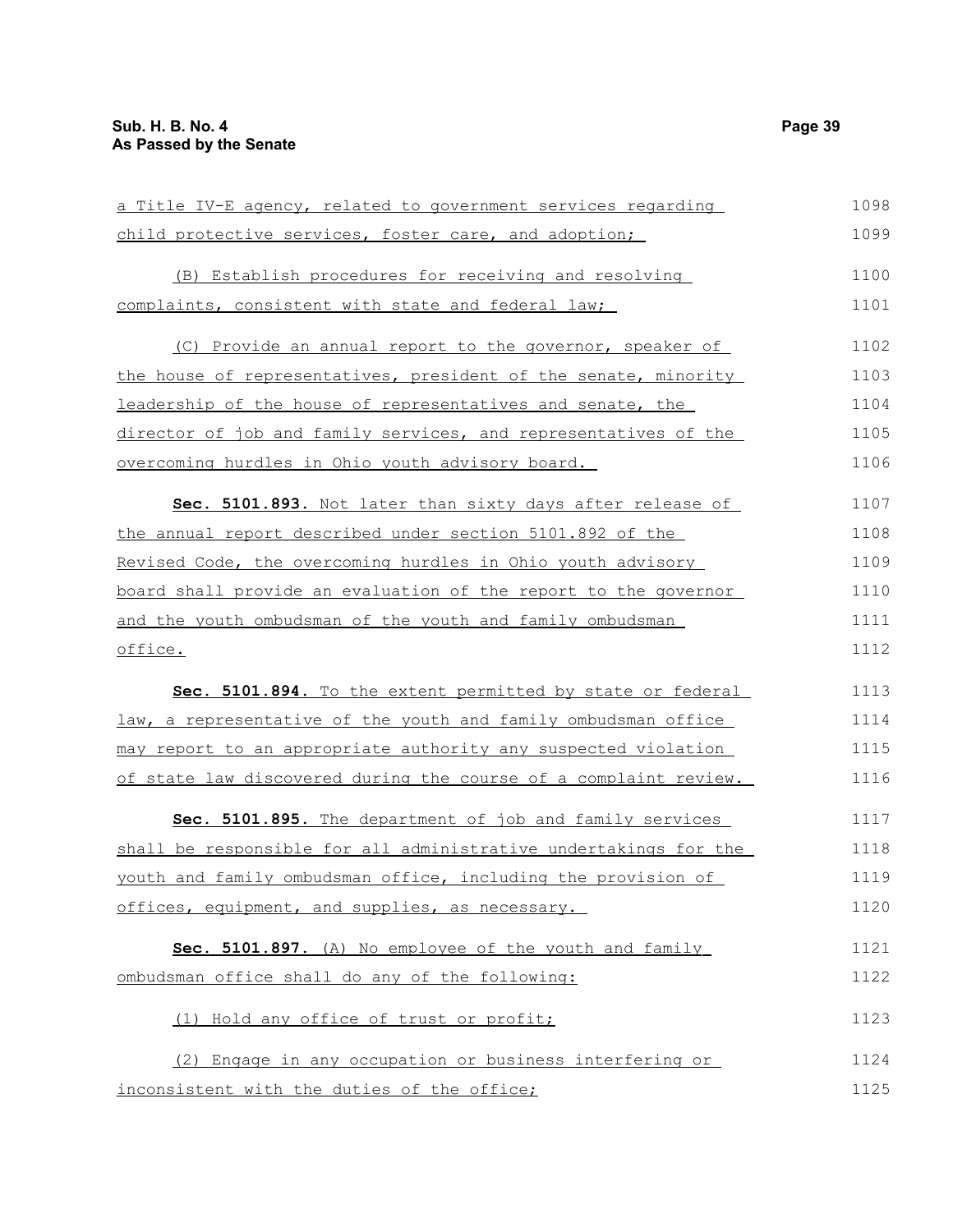a Title IV-E agency, related to government services regarding child protective services, foster care, and adoption;

(B) Establish procedures for receiving and resolving complaints, consistent with state and federal law;

(C) Provide an annual report to the governor, speaker of the house of representatives, president of the senate, minority leadership of the house of representatives and senate, the director of job and family services, and representatives of the overcoming hurdles in Ohio youth advisory board.

**Sec. 5101.893.** Not later than sixty days after release of the annual report described under section 5101.892 of the Revised Code, the overcoming hurdles in Ohio youth advisory board shall provide an evaluation of the report to the governor and the youth ombudsman of the youth and family ombudsman office.

**Sec. 5101.894.** To the extent permitted by state or federal law, a representative of the youth and family ombudsman office may report to an appropriate authority any suspected violation of state law discovered during the course of a complaint review.

**Sec. 5101.895.** The department of job and family services shall be responsible for all administrative undertakings for the youth and family ombudsman office, including the provision of offices, equipment, and supplies, as necessary.

**Sec. 5101.897.** (A) No employee of the youth and family ombudsman office shall do any of the following:

(1) Hold any office of trust or profit;

(2) Engage in any occupation or business interfering or inconsistent with the duties of the office;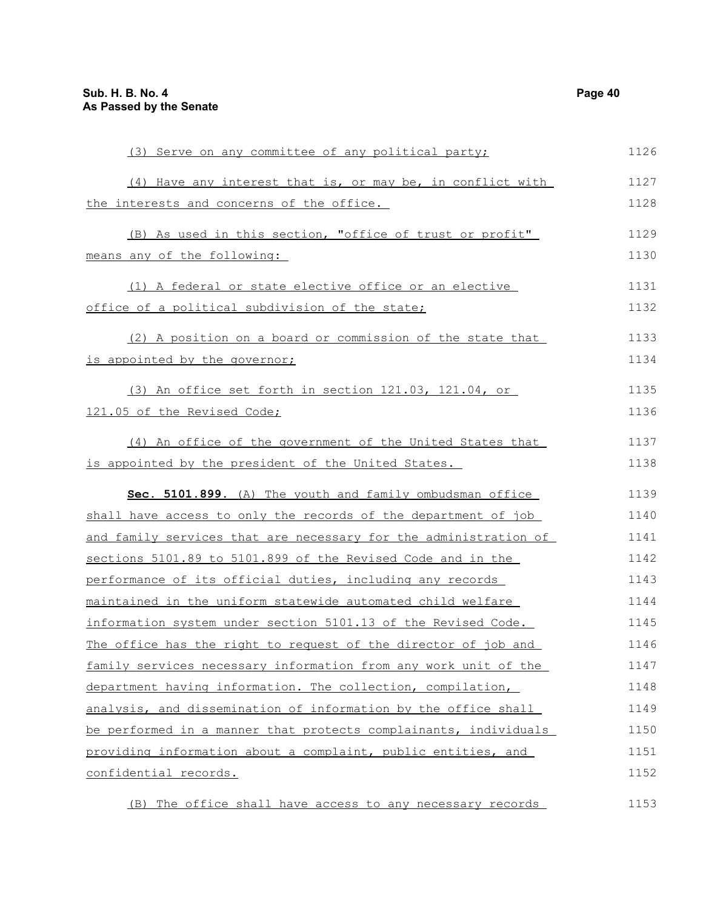(3) Serve on any committee of any political party;

(4) Have any interest that is, or may be, in conflict with the interests and concerns of the office.

(B) As used in this section, "office of trust or profit" means any of the following:

(1) A federal or state elective office or an elective office of a political subdivision of the state;

(2) A position on a board or commission of the state that is appointed by the governor;

(3) An office set forth in section 121.03, 121.04, or 121.05 of the Revised Code;

(4) An office of the government of the United States that is appointed by the president of the United States.

**Sec. 5101.899.** (A) The youth and family ombudsman office shall have access to only the records of the department of job and family services that are necessary for the administration of sections 5101.89 to 5101.899 of the Revised Code and in the performance of its official duties, including any records maintained in the uniform statewide automated child welfare information system under section 5101.13 of the Revised Code. The office has the right to request of the director of job and family services necessary information from any work unit of the department having information. The collection, compilation, analysis, and dissemination of information by the office shall be performed in a manner that protects complainants, individuals providing information about a complaint, public entities, and confidential records.

(B) The office shall have access to any necessary records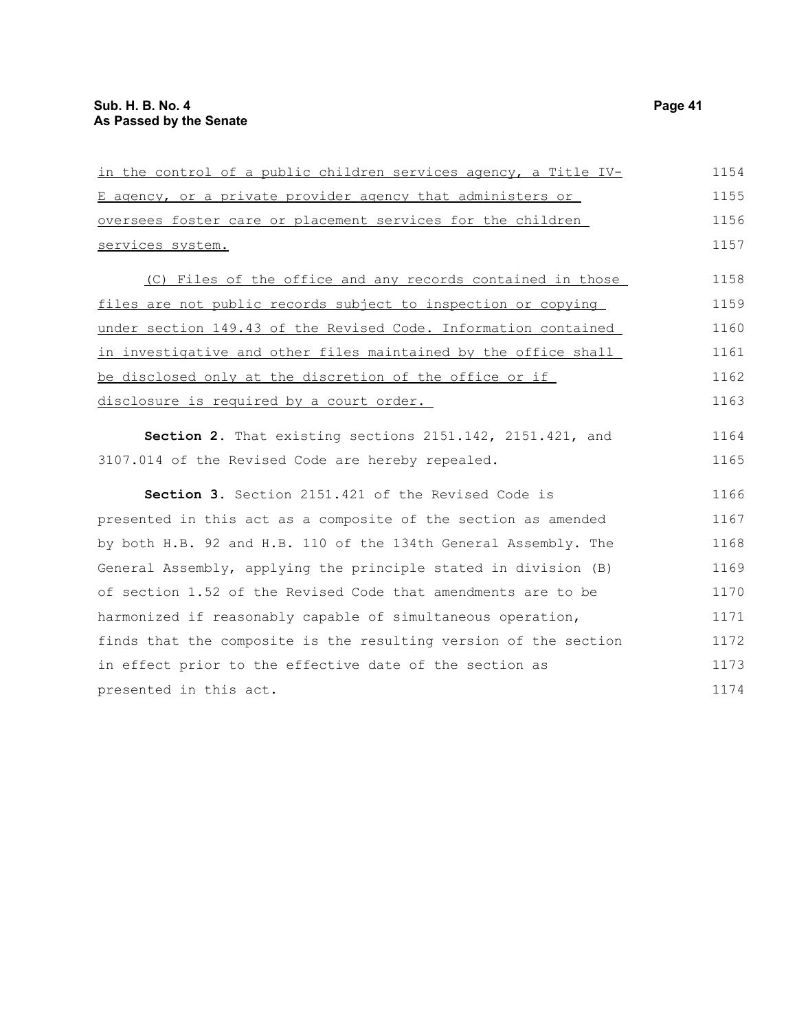in the control of a public children services agency, a Title IV-E agency, or a private provider agency that administers or oversees foster care or placement services for the children services system.

(C) Files of the office and any records contained in those files are not public records subject to inspection or copying under section 149.43 of the Revised Code. Information contained in investigative and other files maintained by the office shall be disclosed only at the discretion of the office or if disclosure is required by a court order.

**Section 2.** That existing sections 2151.142, 2151.421, and 3107.014 of the Revised Code are hereby repealed.

**Section 3.** Section 2151.421 of the Revised Code is presented in this act as a composite of the section as amended by both H.B. 92 and H.B. 110 of the 134th General Assembly. The General Assembly, applying the principle stated in division (B) of section 1.52 of the Revised Code that amendments are to be harmonized if reasonably capable of simultaneous operation, finds that the composite is the resulting version of the section in effect prior to the effective date of the section as presented in this act.